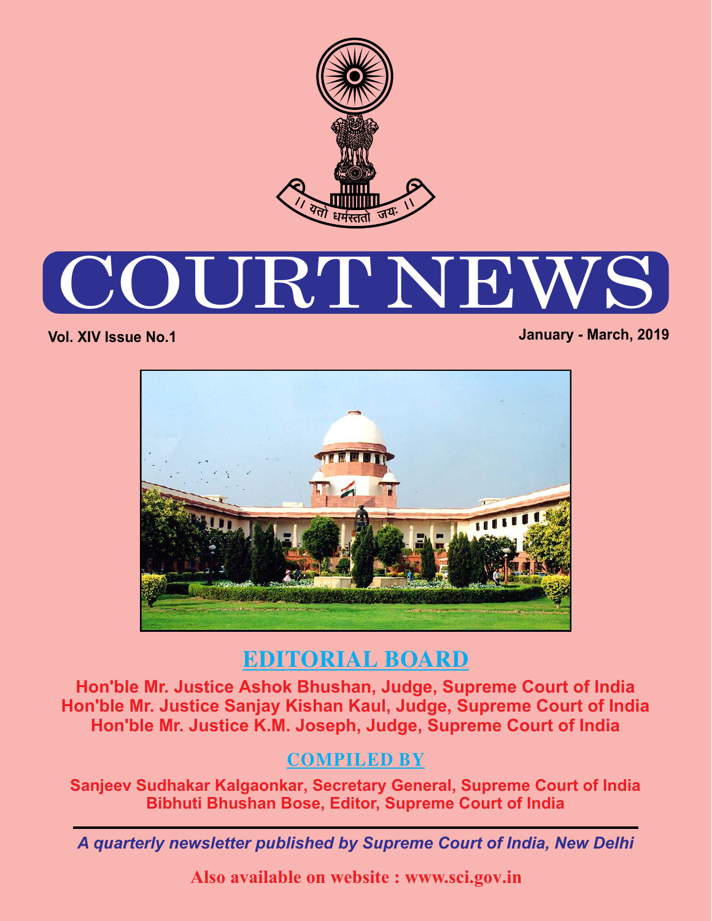॥ यतो धर्मस्ततो जयः ॥

# COURT NEWS

**Vol. XIV Issue No.1** **January - March, 2019**

## EDITORIAL BOARD

**Hon'ble Mr. Justice Ashok Bhushan, Judge, Supreme Court of India**
**Hon'ble Mr. Justice Sanjay Kishan Kaul, Judge, Supreme Court of India**
**Hon'ble Mr. Justice K.M. Joseph, Judge, Supreme Court of India**

## COMPILED BY

**Sanjeev Sudhakar Kalgaonkar, Secretary General, Supreme Court of India**
**Bibhuti Bhushan Bose, Editor, Supreme Court of India**

---

***A quarterly newsletter published by Supreme Court of India, New Delhi***

**Also available on website : www.sci.gov.in**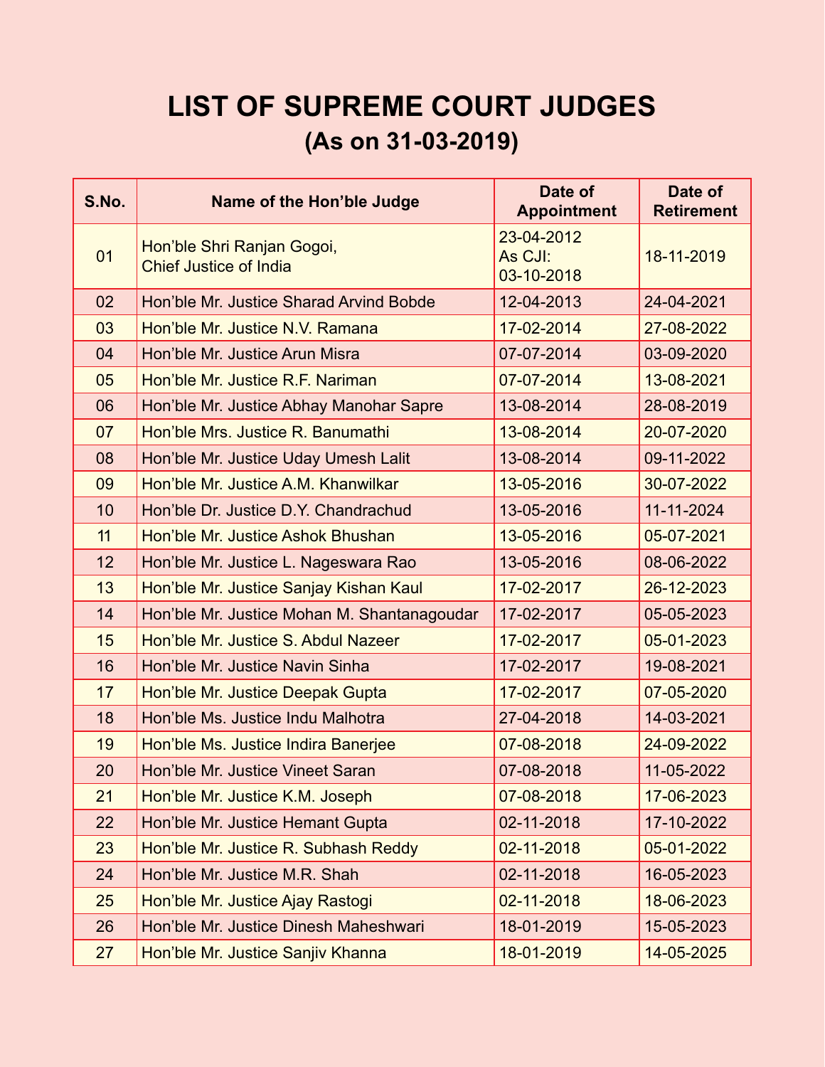# LIST OF SUPREME COURT JUDGES

## (As on 31-03-2019)

| S.No. | Name of the Hon'ble Judge | Date of Appointment | Date of Retirement |
|---|---|---|---|
| 01 | Hon'ble Shri Ranjan Gogoi, Chief Justice of India | 23-04-2012 As CJI: 03-10-2018 | 18-11-2019 |
| 02 | Hon'ble Mr. Justice Sharad Arvind Bobde | 12-04-2013 | 24-04-2021 |
| 03 | Hon'ble Mr. Justice N.V. Ramana | 17-02-2014 | 27-08-2022 |
| 04 | Hon'ble Mr. Justice Arun Misra | 07-07-2014 | 03-09-2020 |
| 05 | Hon'ble Mr. Justice R.F. Nariman | 07-07-2014 | 13-08-2021 |
| 06 | Hon'ble Mr. Justice Abhay Manohar Sapre | 13-08-2014 | 28-08-2019 |
| 07 | Hon'ble Mrs. Justice R. Banumathi | 13-08-2014 | 20-07-2020 |
| 08 | Hon'ble Mr. Justice Uday Umesh Lalit | 13-08-2014 | 09-11-2022 |
| 09 | Hon'ble Mr. Justice A.M. Khanwilkar | 13-05-2016 | 30-07-2022 |
| 10 | Hon'ble Dr. Justice D.Y. Chandrachud | 13-05-2016 | 11-11-2024 |
| 11 | Hon'ble Mr. Justice Ashok Bhushan | 13-05-2016 | 05-07-2021 |
| 12 | Hon'ble Mr. Justice L. Nageswara Rao | 13-05-2016 | 08-06-2022 |
| 13 | Hon'ble Mr. Justice Sanjay Kishan Kaul | 17-02-2017 | 26-12-2023 |
| 14 | Hon'ble Mr. Justice Mohan M. Shantanagoudar | 17-02-2017 | 05-05-2023 |
| 15 | Hon'ble Mr. Justice S. Abdul Nazeer | 17-02-2017 | 05-01-2023 |
| 16 | Hon'ble Mr. Justice Navin Sinha | 17-02-2017 | 19-08-2021 |
| 17 | Hon'ble Mr. Justice Deepak Gupta | 17-02-2017 | 07-05-2020 |
| 18 | Hon'ble Ms. Justice Indu Malhotra | 27-04-2018 | 14-03-2021 |
| 19 | Hon'ble Ms. Justice Indira Banerjee | 07-08-2018 | 24-09-2022 |
| 20 | Hon'ble Mr. Justice Vineet Saran | 07-08-2018 | 11-05-2022 |
| 21 | Hon'ble Mr. Justice K.M. Joseph | 07-08-2018 | 17-06-2023 |
| 22 | Hon'ble Mr. Justice Hemant Gupta | 02-11-2018 | 17-10-2022 |
| 23 | Hon'ble Mr. Justice R. Subhash Reddy | 02-11-2018 | 05-01-2022 |
| 24 | Hon'ble Mr. Justice M.R. Shah | 02-11-2018 | 16-05-2023 |
| 25 | Hon'ble Mr. Justice Ajay Rastogi | 02-11-2018 | 18-06-2023 |
| 26 | Hon'ble Mr. Justice Dinesh Maheshwari | 18-01-2019 | 15-05-2023 |
| 27 | Hon'ble Mr. Justice Sanjiv Khanna | 18-01-2019 | 14-05-2025 |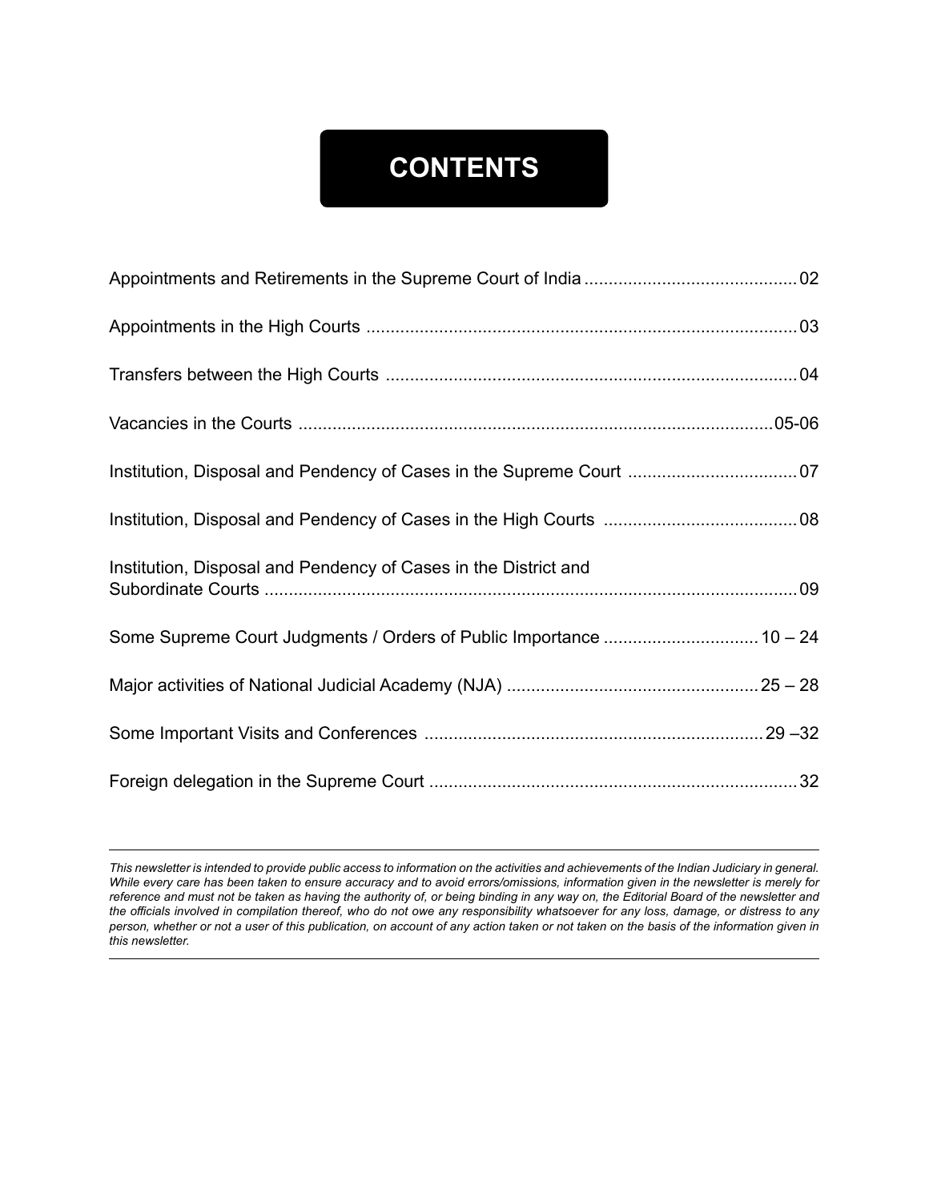# CONTENTS

| | |
|---|---|
| Appointments and Retirements in the Supreme Court of India | 02 |
| Appointments in the High Courts | 03 |
| Transfers between the High Courts | 04 |
| Vacancies in the Courts | 05-06 |
| Institution, Disposal and Pendency of Cases in the Supreme Court | 07 |
| Institution, Disposal and Pendency of Cases in the High Courts | 08 |
| Institution, Disposal and Pendency of Cases in the District and Subordinate Courts | 09 |
| Some Supreme Court Judgments / Orders of Public Importance | 10 – 24 |
| Major activities of National Judicial Academy (NJA) | 25 – 28 |
| Some Important Visits and Conferences | 29 –32 |
| Foreign delegation in the Supreme Court | 32 |

---

*This newsletter is intended to provide public access to information on the activities and achievements of the Indian Judiciary in general. While every care has been taken to ensure accuracy and to avoid errors/omissions, information given in the newsletter is merely for reference and must not be taken as having the authority of, or being binding in any way on, the Editorial Board of the newsletter and the officials involved in compilation thereof, who do not owe any responsibility whatsoever for any loss, damage, or distress to any person, whether or not a user of this publication, on account of any action taken or not taken on the basis of the information given in this newsletter.*

---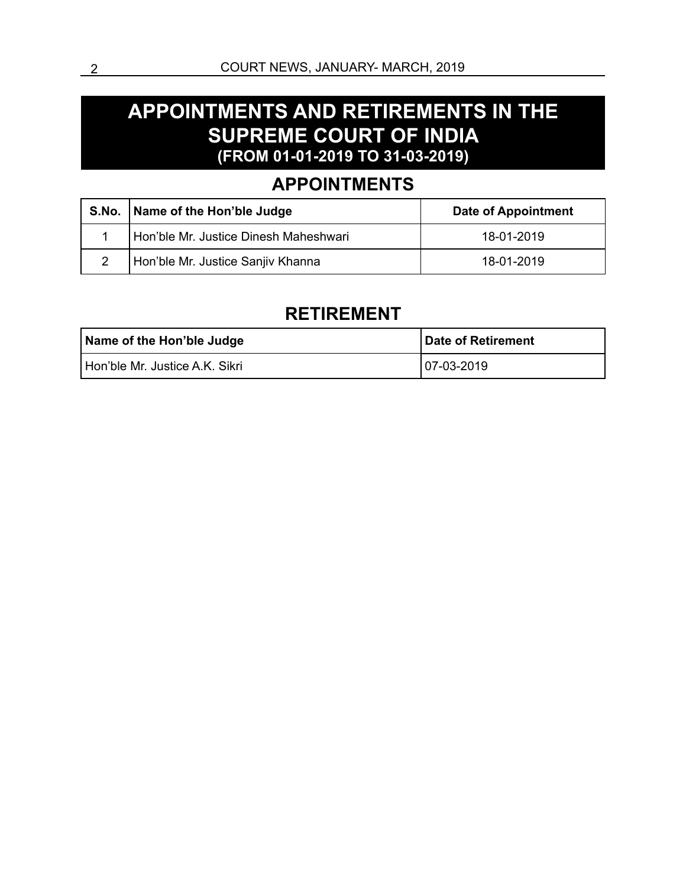# APPOINTMENTS AND RETIREMENTS IN THE SUPREME COURT OF INDIA
### (FROM 01-01-2019 TO 31-03-2019)

## APPOINTMENTS

| S.No. | Name of the Hon'ble Judge | Date of Appointment |
|---|---|---|
| 1 | Hon'ble Mr. Justice Dinesh Maheshwari | 18-01-2019 |
| 2 | Hon'ble Mr. Justice Sanjiv Khanna | 18-01-2019 |

## RETIREMENT

| Name of the Hon'ble Judge | Date of Retirement |
|---|---|
| Hon'ble Mr. Justice A.K. Sikri | 07-03-2019 |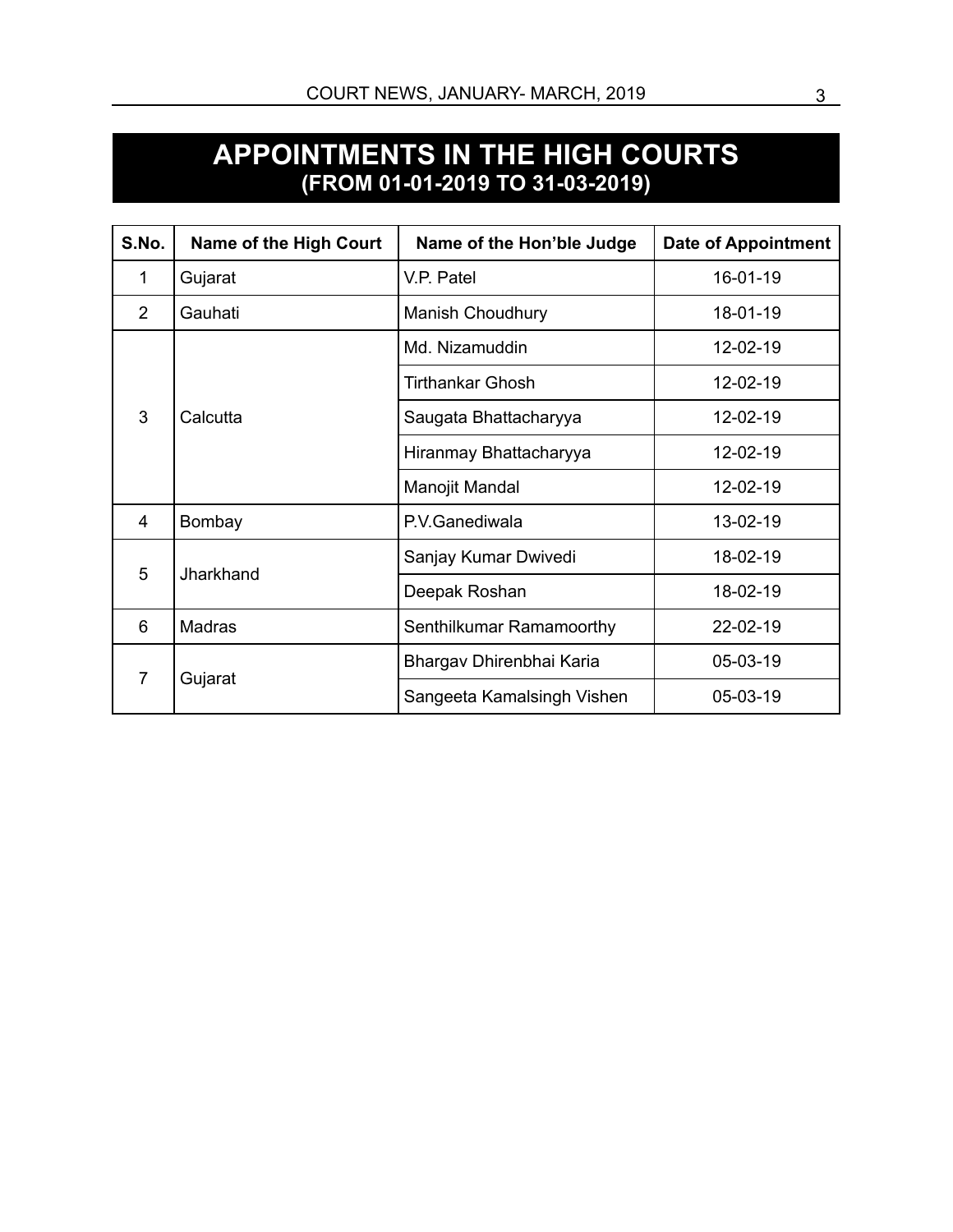# APPOINTMENTS IN THE HIGH COURTS
## (FROM 01-01-2019 TO 31-03-2019)

| S.No. | Name of the High Court | Name of the Hon'ble Judge | Date of Appointment |
|---|---|---|---|
| 1 | Gujarat | V.P. Patel | 16-01-19 |
| 2 | Gauhati | Manish Choudhury | 18-01-19 |
| 3 | Calcutta | Md. Nizamuddin | 12-02-19 |
| | | Tirthankar Ghosh | 12-02-19 |
| | | Saugata Bhattacharyya | 12-02-19 |
| | | Hiranmay Bhattacharyya | 12-02-19 |
| | | Manojit Mandal | 12-02-19 |
| 4 | Bombay | P.V.Ganediwala | 13-02-19 |
| 5 | Jharkhand | Sanjay Kumar Dwivedi | 18-02-19 |
| | | Deepak Roshan | 18-02-19 |
| 6 | Madras | Senthilkumar Ramamoorthy | 22-02-19 |
| 7 | Gujarat | Bhargav Dhirenbhai Karia | 05-03-19 |
| | | Sangeeta Kamalsingh Vishen | 05-03-19 |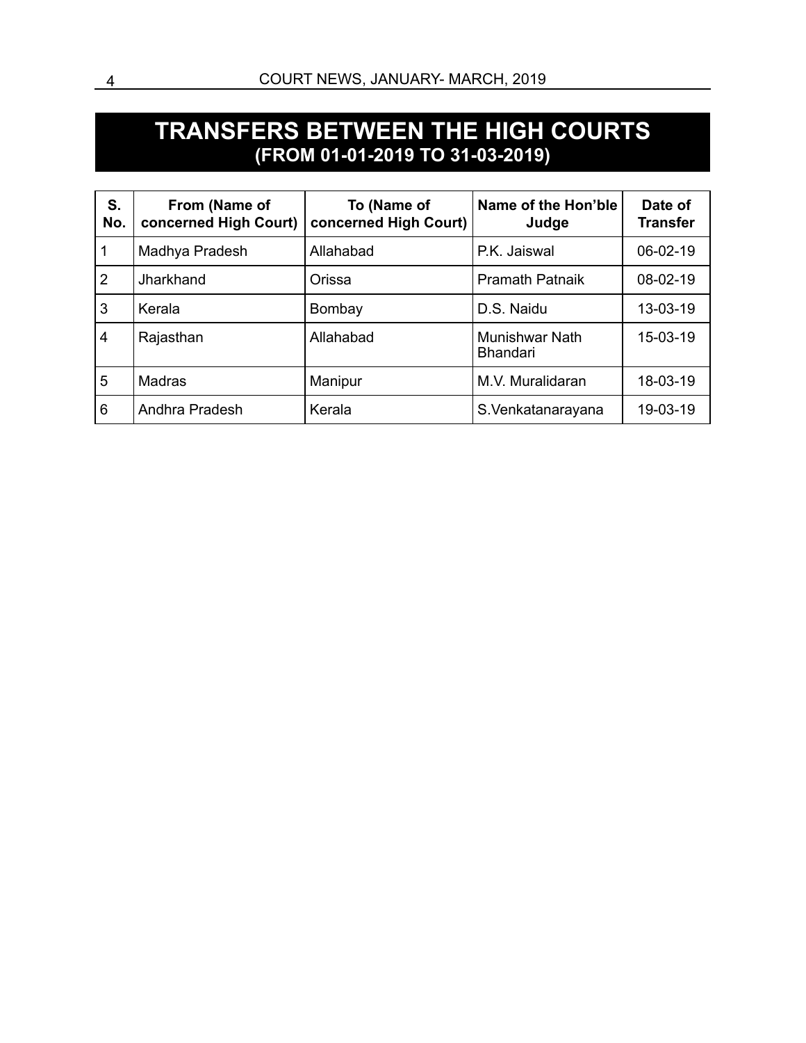# TRANSFERS BETWEEN THE HIGH COURTS
## (FROM 01-01-2019 TO 31-03-2019)

| S. No. | From (Name of concerned High Court) | To (Name of concerned High Court) | Name of the Hon'ble Judge | Date of Transfer |
|---|---|---|---|---|
| 1 | Madhya Pradesh | Allahabad | P.K. Jaiswal | 06-02-19 |
| 2 | Jharkhand | Orissa | Pramath Patnaik | 08-02-19 |
| 3 | Kerala | Bombay | D.S. Naidu | 13-03-19 |
| 4 | Rajasthan | Allahabad | Munishwar Nath Bhandari | 15-03-19 |
| 5 | Madras | Manipur | M.V. Muralidaran | 18-03-19 |
| 6 | Andhra Pradesh | Kerala | S.Venkatanarayana | 19-03-19 |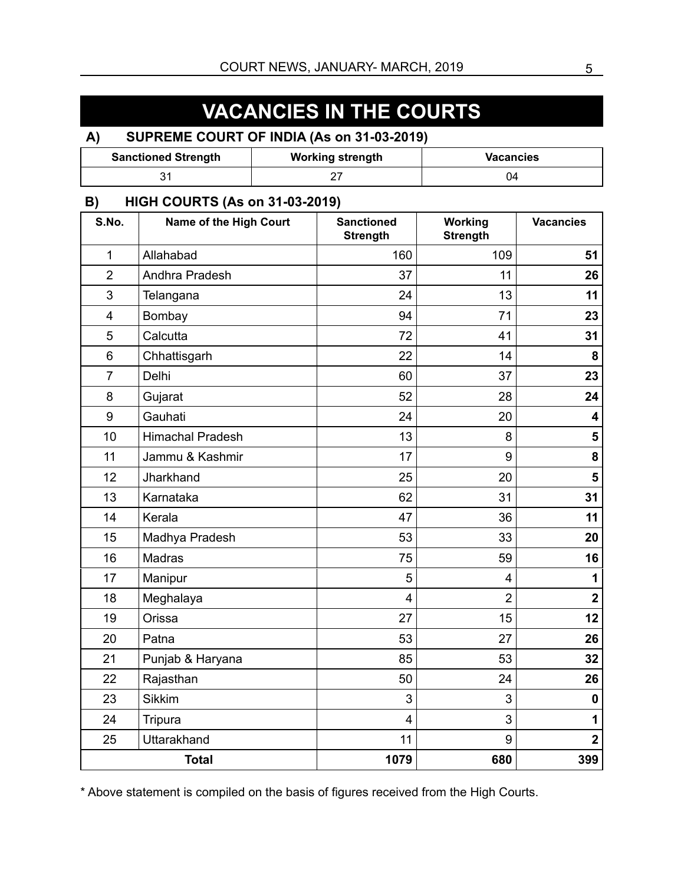# VACANCIES IN THE COURTS

## A) SUPREME COURT OF INDIA (As on 31-03-2019)

| Sanctioned Strength | Working strength | Vacancies |
|---|---|---|
| 31 | 27 | 04 |

## B) HIGH COURTS (As on 31-03-2019)

| S.No. | Name of the High Court | Sanctioned Strength | Working Strength | Vacancies |
|---|---|---|---|---|
| 1 | Allahabad | 160 | 109 | **51** |
| 2 | Andhra Pradesh | 37 | 11 | **26** |
| 3 | Telangana | 24 | 13 | **11** |
| 4 | Bombay | 94 | 71 | **23** |
| 5 | Calcutta | 72 | 41 | **31** |
| 6 | Chhattisgarh | 22 | 14 | **8** |
| 7 | Delhi | 60 | 37 | **23** |
| 8 | Gujarat | 52 | 28 | **24** |
| 9 | Gauhati | 24 | 20 | **4** |
| 10 | Himachal Pradesh | 13 | 8 | **5** |
| 11 | Jammu & Kashmir | 17 | 9 | **8** |
| 12 | Jharkhand | 25 | 20 | **5** |
| 13 | Karnataka | 62 | 31 | **31** |
| 14 | Kerala | 47 | 36 | **11** |
| 15 | Madhya Pradesh | 53 | 33 | **20** |
| 16 | Madras | 75 | 59 | **16** |
| 17 | Manipur | 5 | 4 | **1** |
| 18 | Meghalaya | 4 | 2 | **2** |
| 19 | Orissa | 27 | 15 | **12** |
| 20 | Patna | 53 | 27 | **26** |
| 21 | Punjab & Haryana | 85 | 53 | **32** |
| 22 | Rajasthan | 50 | 24 | **26** |
| 23 | Sikkim | 3 | 3 | **0** |
| 24 | Tripura | 4 | 3 | **1** |
| 25 | Uttarakhand | 11 | 9 | **2** |
| **Total** | | **1079** | **680** | **399** |

* Above statement is compiled on the basis of figures received from the High Courts.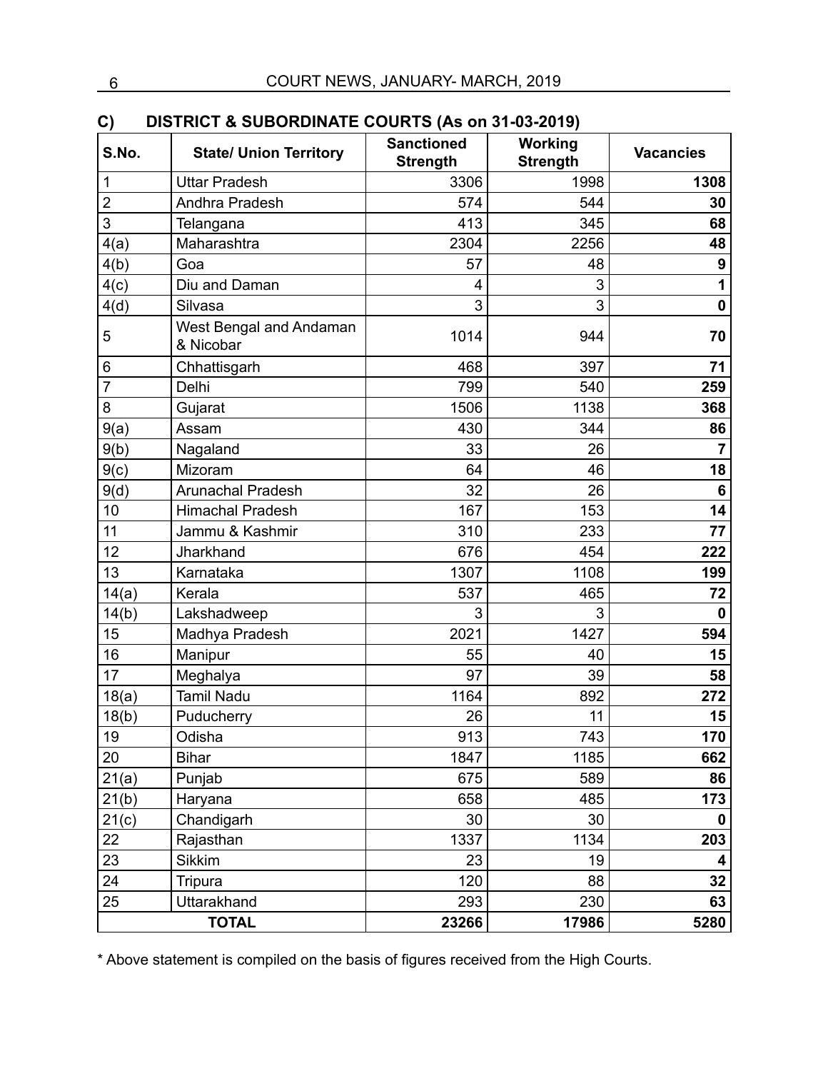## C) DISTRICT & SUBORDINATE COURTS (As on 31-03-2019)

| S.No. | State/ Union Territory | Sanctioned Strength | Working Strength | Vacancies |
|---|---|---|---|---|
| 1 | Uttar Pradesh | 3306 | 1998 | **1308** |
| 2 | Andhra Pradesh | 574 | 544 | **30** |
| 3 | Telangana | 413 | 345 | **68** |
| 4(a) | Maharashtra | 2304 | 2256 | **48** |
| 4(b) | Goa | 57 | 48 | **9** |
| 4(c) | Diu and Daman | 4 | 3 | **1** |
| 4(d) | Silvasa | 3 | 3 | **0** |
| 5 | West Bengal and Andaman & Nicobar | 1014 | 944 | **70** |
| 6 | Chhattisgarh | 468 | 397 | **71** |
| 7 | Delhi | 799 | 540 | **259** |
| 8 | Gujarat | 1506 | 1138 | **368** |
| 9(a) | Assam | 430 | 344 | **86** |
| 9(b) | Nagaland | 33 | 26 | **7** |
| 9(c) | Mizoram | 64 | 46 | **18** |
| 9(d) | Arunachal Pradesh | 32 | 26 | **6** |
| 10 | Himachal Pradesh | 167 | 153 | **14** |
| 11 | Jammu & Kashmir | 310 | 233 | **77** |
| 12 | Jharkhand | 676 | 454 | **222** |
| 13 | Karnataka | 1307 | 1108 | **199** |
| 14(a) | Kerala | 537 | 465 | **72** |
| 14(b) | Lakshadweep | 3 | 3 | **0** |
| 15 | Madhya Pradesh | 2021 | 1427 | **594** |
| 16 | Manipur | 55 | 40 | **15** |
| 17 | Meghalya | 97 | 39 | **58** |
| 18(a) | Tamil Nadu | 1164 | 892 | **272** |
| 18(b) | Puducherry | 26 | 11 | **15** |
| 19 | Odisha | 913 | 743 | **170** |
| 20 | Bihar | 1847 | 1185 | **662** |
| 21(a) | Punjab | 675 | 589 | **86** |
| 21(b) | Haryana | 658 | 485 | **173** |
| 21(c) | Chandigarh | 30 | 30 | **0** |
| 22 | Rajasthan | 1337 | 1134 | **203** |
| 23 | Sikkim | 23 | 19 | **4** |
| 24 | Tripura | 120 | 88 | **32** |
| 25 | Uttarakhand | 293 | 230 | **63** |
| **TOTAL** | | **23266** | **17986** | **5280** |

* Above statement is compiled on the basis of figures received from the High Courts.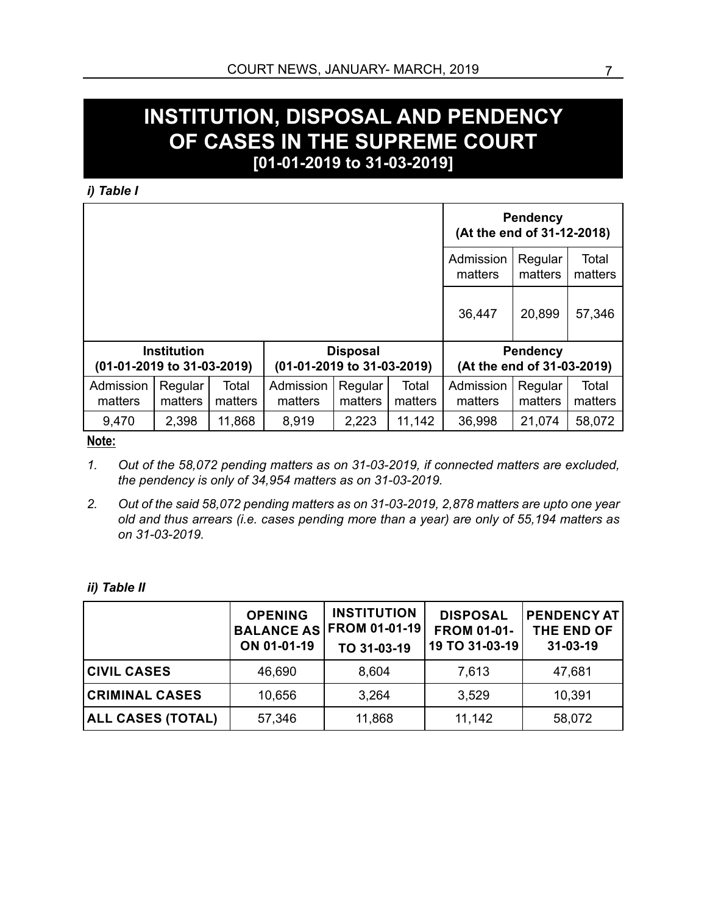# INSTITUTION, DISPOSAL AND PENDENCY OF CASES IN THE SUPREME COURT [01-01-2019 to 31-03-2019]

***i) Table I***

| | | | | | | Pendency (At the end of 31-12-2018) | | |
|---|---|---|---|---|---|---|---|---|
| | | | | | | Admission matters | Regular matters | Total matters |
| | | | | | | 36,447 | 20,899 | 57,346 |
| **Institution (01-01-2019 to 31-03-2019)** | | | **Disposal (01-01-2019 to 31-03-2019)** | | | **Pendency (At the end of 31-03-2019)** | | |
| Admission matters | Regular matters | Total matters | Admission matters | Regular matters | Total matters | Admission matters | Regular matters | Total matters |
| 9,470 | 2,398 | 11,868 | 8,919 | 2,223 | 11,142 | 36,998 | 21,074 | 58,072 |

**Note:**

1. *Out of the 58,072 pending matters as on 31-03-2019, if connected matters are excluded, the pendency is only of 34,954 matters as on 31-03-2019.*

2. *Out of the said 58,072 pending matters as on 31-03-2019, 2,878 matters are upto one year old and thus arrears (i.e. cases pending more than a year) are only of 55,194 matters as on 31-03-2019.*

***ii) Table II***

| | OPENING BALANCE AS ON 01-01-19 | INSTITUTION FROM 01-01-19 TO 31-03-19 | DISPOSAL FROM 01-01-19 TO 31-03-19 | PENDENCY AT THE END OF 31-03-19 |
|---|---|---|---|---|
| **CIVIL CASES** | 46,690 | 8,604 | 7,613 | 47,681 |
| **CRIMINAL CASES** | 10,656 | 3,264 | 3,529 | 10,391 |
| **ALL CASES (TOTAL)** | 57,346 | 11,868 | 11,142 | 58,072 |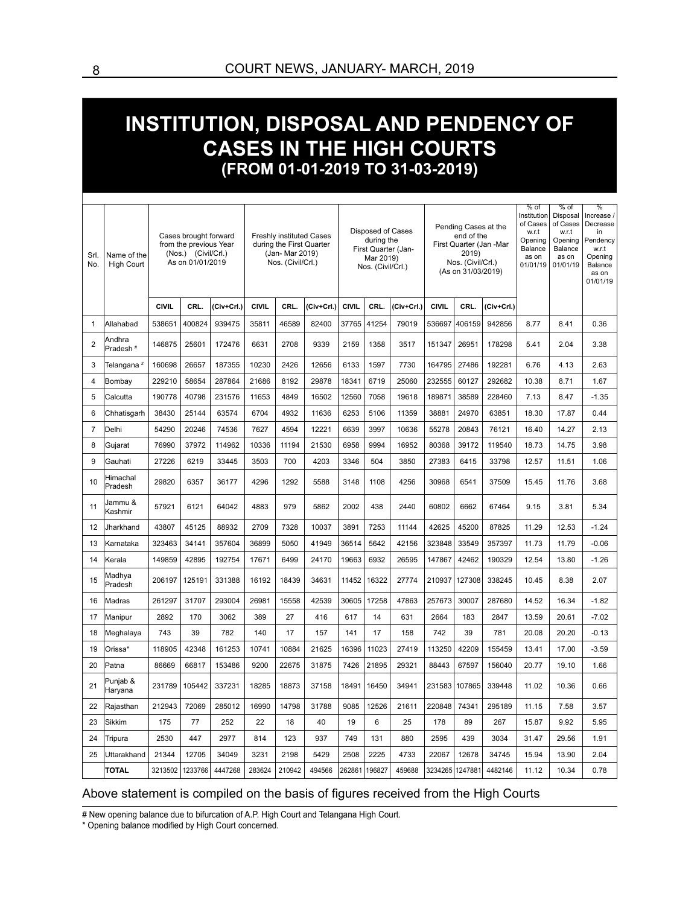# INSTITUTION, DISPOSAL AND PENDENCY OF CASES IN THE HIGH COURTS

## (FROM 01-01-2019 TO 31-03-2019)

| Srl. No. | Name of the High Court | Cases brought forward from the previous Year (Nos.) (Civil/Crl.) As on 01/01/2019 | | | Freshly instituted Cases during the First Quarter (Jan- Mar 2019) Nos. (Civil/Crl.) | | | Disposed of Cases during the First Quarter (Jan- Mar 2019) Nos. (Civil/Crl.) | | | Pending Cases at the end of the First Quarter (Jan -Mar 2019) Nos. (Civil/Crl.) (As on 31/03/2019) | | | % of Institution of Cases w.r.t Opening Balance as on 01/01/19 | % of Disposal of Cases w.r.t Opening Balance as on 01/01/19 | % Increase / Decrease in Pendency w.r.t Opening Balance as on 01/01/19 |
|---|---|---|---|---|---|---|---|---|---|---|---|---|---|---|---|---|
| | | CIVIL | CRL. | (Civ+Crl.) | CIVIL | CRL. | (Civ+Crl.) | CIVIL | CRL. | (Civ+Crl.) | CIVIL | CRL. | (Civ+Crl.) | | | |
| 1 | Allahabad | 538651 | 400824 | 939475 | 35811 | 46589 | 82400 | 37765 | 41254 | 79019 | 536697 | 406159 | 942856 | 8.77 | 8.41 | 0.36 |
| 2 | Andhra Pradesh # | 146875 | 25601 | 172476 | 6631 | 2708 | 9339 | 2159 | 1358 | 3517 | 151347 | 26951 | 178298 | 5.41 | 2.04 | 3.38 |
| 3 | Telangana # | 160698 | 26657 | 187355 | 10230 | 2426 | 12656 | 6133 | 1597 | 7730 | 164795 | 27486 | 192281 | 6.76 | 4.13 | 2.63 |
| 4 | Bombay | 229210 | 58654 | 287864 | 21686 | 8192 | 29878 | 18341 | 6719 | 25060 | 232555 | 60127 | 292682 | 10.38 | 8.71 | 1.67 |
| 5 | Calcutta | 190778 | 40798 | 231576 | 11653 | 4849 | 16502 | 12560 | 7058 | 19618 | 189871 | 38589 | 228460 | 7.13 | 8.47 | -1.35 |
| 6 | Chhatisgarh | 38430 | 25144 | 63574 | 6704 | 4932 | 11636 | 6253 | 5106 | 11359 | 38881 | 24970 | 63851 | 18.30 | 17.87 | 0.44 |
| 7 | Delhi | 54290 | 20246 | 74536 | 7627 | 4594 | 12221 | 6639 | 3997 | 10636 | 55278 | 20843 | 76121 | 16.40 | 14.27 | 2.13 |
| 8 | Gujarat | 76990 | 37972 | 114962 | 10336 | 11194 | 21530 | 6958 | 9994 | 16952 | 80368 | 39172 | 119540 | 18.73 | 14.75 | 3.98 |
| 9 | Gauhati | 27226 | 6219 | 33445 | 3503 | 700 | 4203 | 3346 | 504 | 3850 | 27383 | 6415 | 33798 | 12.57 | 11.51 | 1.06 |
| 10 | Himachal Pradesh | 29820 | 6357 | 36177 | 4296 | 1292 | 5588 | 3148 | 1108 | 4256 | 30968 | 6541 | 37509 | 15.45 | 11.76 | 3.68 |
| 11 | Jammu & Kashmir | 57921 | 6121 | 64042 | 4883 | 979 | 5862 | 2002 | 438 | 2440 | 60802 | 6662 | 67464 | 9.15 | 3.81 | 5.34 |
| 12 | Jharkhand | 43807 | 45125 | 88932 | 2709 | 7328 | 10037 | 3891 | 7253 | 11144 | 42625 | 45200 | 87825 | 11.29 | 12.53 | -1.24 |
| 13 | Karnataka | 323463 | 34141 | 357604 | 36899 | 5050 | 41949 | 36514 | 5642 | 42156 | 323848 | 33549 | 357397 | 11.73 | 11.79 | -0.06 |
| 14 | Kerala | 149859 | 42895 | 192754 | 17671 | 6499 | 24170 | 19663 | 6932 | 26595 | 147867 | 42462 | 190329 | 12.54 | 13.80 | -1.26 |
| 15 | Madhya Pradesh | 206197 | 125191 | 331388 | 16192 | 18439 | 34631 | 11452 | 16322 | 27774 | 210937 | 127308 | 338245 | 10.45 | 8.38 | 2.07 |
| 16 | Madras | 261297 | 31707 | 293004 | 26981 | 15558 | 42539 | 30605 | 17258 | 47863 | 257673 | 30007 | 287680 | 14.52 | 16.34 | -1.82 |
| 17 | Manipur | 2892 | 170 | 3062 | 389 | 27 | 416 | 617 | 14 | 631 | 2664 | 183 | 2847 | 13.59 | 20.61 | -7.02 |
| 18 | Meghalaya | 743 | 39 | 782 | 140 | 17 | 157 | 141 | 17 | 158 | 742 | 39 | 781 | 20.08 | 20.20 | -0.13 |
| 19 | Orissa* | 118905 | 42348 | 161253 | 10741 | 10884 | 21625 | 16396 | 11023 | 27419 | 113250 | 42209 | 155459 | 13.41 | 17.00 | -3.59 |
| 20 | Patna | 86669 | 66817 | 153486 | 9200 | 22675 | 31875 | 7426 | 21895 | 29321 | 88443 | 67597 | 156040 | 20.77 | 19.10 | 1.66 |
| 21 | Punjab & Haryana | 231789 | 105442 | 337231 | 18285 | 18873 | 37158 | 18491 | 16450 | 34941 | 231583 | 107865 | 339448 | 11.02 | 10.36 | 0.66 |
| 22 | Rajasthan | 212943 | 72069 | 285012 | 16990 | 14798 | 31788 | 9085 | 12526 | 21611 | 220848 | 74341 | 295189 | 11.15 | 7.58 | 3.57 |
| 23 | Sikkim | 175 | 77 | 252 | 22 | 18 | 40 | 19 | 6 | 25 | 178 | 89 | 267 | 15.87 | 9.92 | 5.95 |
| 24 | Tripura | 2530 | 447 | 2977 | 814 | 123 | 937 | 749 | 131 | 880 | 2595 | 439 | 3034 | 31.47 | 29.56 | 1.91 |
| 25 | Uttarakhand | 21344 | 12705 | 34049 | 3231 | 2198 | 5429 | 2508 | 2225 | 4733 | 22067 | 12678 | 34745 | 15.94 | 13.90 | 2.04 |
| | **TOTAL** | 3213502 | 1233766 | 4447268 | 283624 | 210942 | 494566 | 262861 | 196827 | 459688 | 3234265 | 1247881 | 4482146 | 11.12 | 10.34 | 0.78 |

Above statement is compiled on the basis of figures received from the High Courts

# New opening balance due to bifurcation of A.P. High Court and Telangana High Court.

* Opening balance modified by High Court concerned.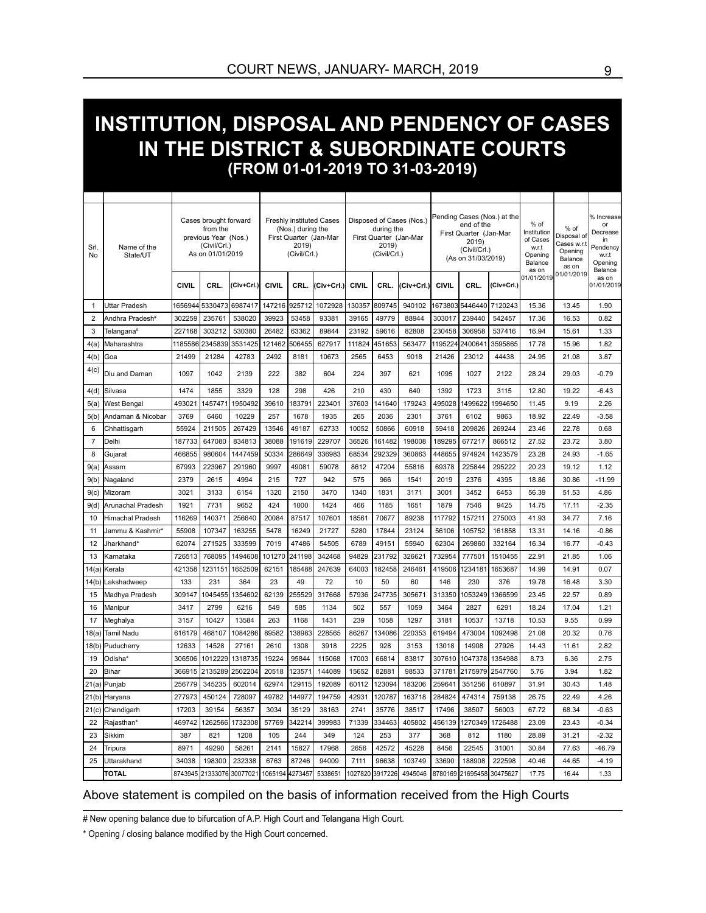# INSTITUTION, DISPOSAL AND PENDENCY OF CASES IN THE DISTRICT & SUBORDINATE COURTS

## (FROM 01-01-2019 TO 31-03-2019)

| Srl. No | Name of the State/UT | Cases brought forward from the previous Year (Nos.) (Civil/Crl.) As on 01/01/2019 | | | Freshly instituted Cases (Nos.) during the First Quarter (Jan-Mar 2019) (Civil/Crl.) | | | Disposed of Cases (Nos.) during the First Quarter (Jan-Mar 2019) (Civil/Crl.) | | | Pending Cases (Nos.) at the end of the First Quarter (Jan-Mar 2019) (Civil/Crl.) (As on 31/03/2019) | | | % of Institution of Cases w.r.t Opening Balance as on 01/01/2019 | % of Disposal of Cases w.r.t Opening Balance as on 01/01/2019 | % Increase or Decrease in Pendency w.r.t Opening Balance as on 01/01/2019 |
|---|---|---|---|---|---|---|---|---|---|---|---|---|---|---|---|---|
| | | CIVIL | CRL. | (Civ+Crl.) | CIVIL | CRL. | (Civ+Crl.) | CIVIL | CRL. | (Civ+Crl.) | CIVIL | CRL. | (Civ+Crl.) | | | |
| 1 | Uttar Pradesh | 1656944 | 5330473 | 6987417 | 147216 | 925712 | 1072928 | 130357 | 809745 | 940102 | 1673803 | 5446440 | 7120243 | 15.36 | 13.45 | 1.90 |
| 2 | Andhra Pradesh# | 302259 | 235761 | 538020 | 39923 | 53458 | 93381 | 39165 | 49779 | 88944 | 303017 | 239440 | 542457 | 17.36 | 16.53 | 0.82 |
| 3 | Telangana# | 227168 | 303212 | 530380 | 26482 | 63362 | 89844 | 23192 | 59616 | 82808 | 230458 | 306958 | 537416 | 16.94 | 15.61 | 1.33 |
| 4(a) | Maharashtra | 1185586 | 2345839 | 3531425 | 121462 | 506455 | 627917 | 111824 | 451653 | 563477 | 1195224 | 2400641 | 3595865 | 17.78 | 15.96 | 1.82 |
| 4(b) | Goa | 21499 | 21284 | 42783 | 2492 | 8181 | 10673 | 2565 | 6453 | 9018 | 21426 | 23012 | 44438 | 24.95 | 21.08 | 3.87 |
| 4(c) | Diu and Daman | 1097 | 1042 | 2139 | 222 | 382 | 604 | 224 | 397 | 621 | 1095 | 1027 | 2122 | 28.24 | 29.03 | -0.79 |
| 4(d) | Silvasa | 1474 | 1855 | 3329 | 128 | 298 | 426 | 210 | 430 | 640 | 1392 | 1723 | 3115 | 12.80 | 19.22 | -6.43 |
| 5(a) | West Bengal | 493021 | 1457471 | 1950492 | 39610 | 183791 | 223401 | 37603 | 141640 | 179243 | 495028 | 1499622 | 1994650 | 11.45 | 9.19 | 2.26 |
| 5(b) | Andaman & Nicobar | 3769 | 6460 | 10229 | 257 | 1678 | 1935 | 265 | 2036 | 2301 | 3761 | 6102 | 9863 | 18.92 | 22.49 | -3.58 |
| 6 | Chhattisgarh | 55924 | 211505 | 267429 | 13546 | 49187 | 62733 | 10052 | 50866 | 60918 | 59418 | 209826 | 269244 | 23.46 | 22.78 | 0.68 |
| 7 | Delhi | 187733 | 647080 | 834813 | 38088 | 191619 | 229707 | 36526 | 161482 | 198008 | 189295 | 677217 | 866512 | 27.52 | 23.72 | 3.80 |
| 8 | Gujarat | 466855 | 980604 | 1447459 | 50334 | 286649 | 336983 | 68534 | 292329 | 360863 | 448655 | 974924 | 1423579 | 23.28 | 24.93 | -1.65 |
| 9(a) | Assam | 67993 | 223967 | 291960 | 9997 | 49081 | 59078 | 8612 | 47204 | 55816 | 69378 | 225844 | 295222 | 20.23 | 19.12 | 1.12 |
| 9(b) | Nagaland | 2379 | 2615 | 4994 | 215 | 727 | 942 | 575 | 966 | 1541 | 2019 | 2376 | 4395 | 18.86 | 30.86 | -11.99 |
| 9(c) | Mizoram | 3021 | 3133 | 6154 | 1320 | 2150 | 3470 | 1340 | 1831 | 3171 | 3001 | 3452 | 6453 | 56.39 | 51.53 | 4.86 |
| 9(d) | Arunachal Pradesh | 1921 | 7731 | 9652 | 424 | 1000 | 1424 | 466 | 1185 | 1651 | 1879 | 7546 | 9425 | 14.75 | 17.11 | -2.35 |
| 10 | Himachal Pradesh | 116269 | 140371 | 256640 | 20084 | 87517 | 107601 | 18561 | 70677 | 89238 | 117792 | 157211 | 275003 | 41.93 | 34.77 | 7.16 |
| 11 | Jammu & Kashmir* | 55908 | 107347 | 163255 | 5478 | 16249 | 21727 | 5280 | 17844 | 23124 | 56106 | 105752 | 161858 | 13.31 | 14.16 | -0.86 |
| 12 | Jharkhand* | 62074 | 271525 | 333599 | 7019 | 47486 | 54505 | 6789 | 49151 | 55940 | 62304 | 269860 | 332164 | 16.34 | 16.77 | -0.43 |
| 13 | Karnataka | 726513 | 768095 | 1494608 | 101270 | 241198 | 342468 | 94829 | 231792 | 326621 | 732954 | 777501 | 1510455 | 22.91 | 21.85 | 1.06 |
| 14(a) | Kerala | 421358 | 1231151 | 1652509 | 62151 | 185488 | 247639 | 64003 | 182458 | 246461 | 419506 | 1234181 | 1653687 | 14.99 | 14.91 | 0.07 |
| 14(b) | Lakshadweep | 133 | 231 | 364 | 23 | 49 | 72 | 10 | 50 | 60 | 146 | 230 | 376 | 19.78 | 16.48 | 3.30 |
| 15 | Madhya Pradesh | 309147 | 1045455 | 1354602 | 62139 | 255529 | 317668 | 57936 | 247735 | 305671 | 313350 | 1053249 | 1366599 | 23.45 | 22.57 | 0.89 |
| 16 | Manipur | 3417 | 2799 | 6216 | 549 | 585 | 1134 | 502 | 557 | 1059 | 3464 | 2827 | 6291 | 18.24 | 17.04 | 1.21 |
| 17 | Meghalya | 3157 | 10427 | 13584 | 263 | 1168 | 1431 | 239 | 1058 | 1297 | 3181 | 10537 | 13718 | 10.53 | 9.55 | 0.99 |
| 18(a) | Tamil Nadu | 616179 | 468107 | 1084286 | 89582 | 138983 | 228565 | 86267 | 134086 | 220353 | 619494 | 473004 | 1092498 | 21.08 | 20.32 | 0.76 |
| 18(b) | Puducherry | 12633 | 14528 | 27161 | 2610 | 1308 | 3918 | 2225 | 928 | 3153 | 13018 | 14908 | 27926 | 14.43 | 11.61 | 2.82 |
| 19 | Odisha* | 306506 | 1012229 | 1318735 | 19224 | 95844 | 115068 | 17003 | 66814 | 83817 | 307610 | 1047378 | 1354988 | 8.73 | 6.36 | 2.75 |
| 20 | Bihar | 366915 | 2135289 | 2502204 | 20518 | 123571 | 144089 | 15652 | 82881 | 98533 | 371781 | 2175979 | 2547760 | 5.76 | 3.94 | 1.82 |
| 21(a) | Punjab | 256779 | 345235 | 602014 | 62974 | 129115 | 192089 | 60112 | 123094 | 183206 | 259641 | 351256 | 610897 | 31.91 | 30.43 | 1.48 |
| 21(b) | Haryana | 277973 | 450124 | 728097 | 49782 | 144977 | 194759 | 42931 | 120787 | 163718 | 284824 | 474314 | 759138 | 26.75 | 22.49 | 4.26 |
| 21(c) | Chandigarh | 17203 | 39154 | 56357 | 3034 | 35129 | 38163 | 2741 | 35776 | 38517 | 17496 | 38507 | 56003 | 67.72 | 68.34 | -0.63 |
| 22 | Rajasthan* | 469742 | 1262566 | 1732308 | 57769 | 342214 | 399983 | 71339 | 334463 | 405802 | 456139 | 1270349 | 1726488 | 23.09 | 23.43 | -0.34 |
| 23 | Sikkim | 387 | 821 | 1208 | 105 | 244 | 349 | 124 | 253 | 377 | 368 | 812 | 1180 | 28.89 | 31.21 | -2.32 |
| 24 | Tripura | 8971 | 49290 | 58261 | 2141 | 15827 | 17968 | 2656 | 42572 | 45228 | 8456 | 22545 | 31001 | 30.84 | 77.63 | -46.79 |
| 25 | Uttarakhand | 34038 | 198300 | 232338 | 6763 | 87246 | 94009 | 7111 | 96638 | 103749 | 33690 | 188908 | 222598 | 40.46 | 44.65 | -4.19 |
| | TOTAL | 8743945 | 21333076 | 30077021 | 1065194 | 4273457 | 5338651 | 1027820 | 3917226 | 4945046 | 8780169 | 21695458 | 30475627 | 17.75 | 16.44 | 1.33 |

Above statement is compiled on the basis of information received from the High Courts

# New opening balance due to bifurcation of A.P. High Court and Telangana High Court.

* Opening / closing balance modified by the High Court concerned.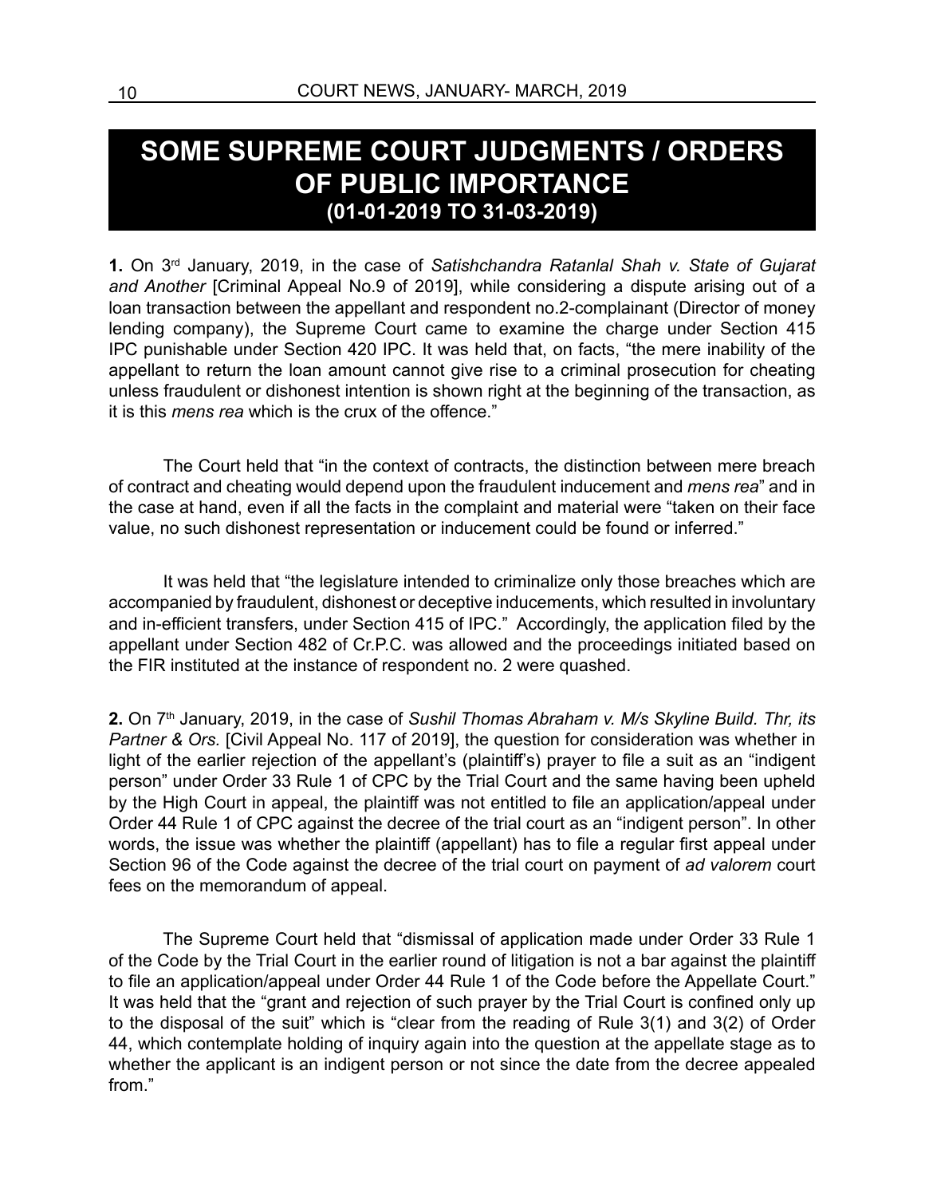# SOME SUPREME COURT JUDGMENTS / ORDERS OF PUBLIC IMPORTANCE
## (01-01-2019 TO 31-03-2019)

**1.** On 3rd January, 2019, in the case of *Satishchandra Ratanlal Shah v. State of Gujarat and Another* [Criminal Appeal No.9 of 2019], while considering a dispute arising out of a loan transaction between the appellant and respondent no.2-complainant (Director of money lending company), the Supreme Court came to examine the charge under Section 415 IPC punishable under Section 420 IPC. It was held that, on facts, "the mere inability of the appellant to return the loan amount cannot give rise to a criminal prosecution for cheating unless fraudulent or dishonest intention is shown right at the beginning of the transaction, as it is this *mens rea* which is the crux of the offence."

The Court held that "in the context of contracts, the distinction between mere breach of contract and cheating would depend upon the fraudulent inducement and *mens rea*" and in the case at hand, even if all the facts in the complaint and material were "taken on their face value, no such dishonest representation or inducement could be found or inferred."

It was held that "the legislature intended to criminalize only those breaches which are accompanied by fraudulent, dishonest or deceptive inducements, which resulted in involuntary and in-efficient transfers, under Section 415 of IPC." Accordingly, the application filed by the appellant under Section 482 of Cr.P.C. was allowed and the proceedings initiated based on the FIR instituted at the instance of respondent no. 2 were quashed.

**2.** On 7th January, 2019, in the case of *Sushil Thomas Abraham v. M/s Skyline Build. Thr, its Partner & Ors.* [Civil Appeal No. 117 of 2019], the question for consideration was whether in light of the earlier rejection of the appellant's (plaintiff's) prayer to file a suit as an "indigent person" under Order 33 Rule 1 of CPC by the Trial Court and the same having been upheld by the High Court in appeal, the plaintiff was not entitled to file an application/appeal under Order 44 Rule 1 of CPC against the decree of the trial court as an "indigent person". In other words, the issue was whether the plaintiff (appellant) has to file a regular first appeal under Section 96 of the Code against the decree of the trial court on payment of *ad valorem* court fees on the memorandum of appeal.

The Supreme Court held that "dismissal of application made under Order 33 Rule 1 of the Code by the Trial Court in the earlier round of litigation is not a bar against the plaintiff to file an application/appeal under Order 44 Rule 1 of the Code before the Appellate Court." It was held that the "grant and rejection of such prayer by the Trial Court is confined only up to the disposal of the suit" which is "clear from the reading of Rule 3(1) and 3(2) of Order 44, which contemplate holding of inquiry again into the question at the appellate stage as to whether the applicant is an indigent person or not since the date from the decree appealed from."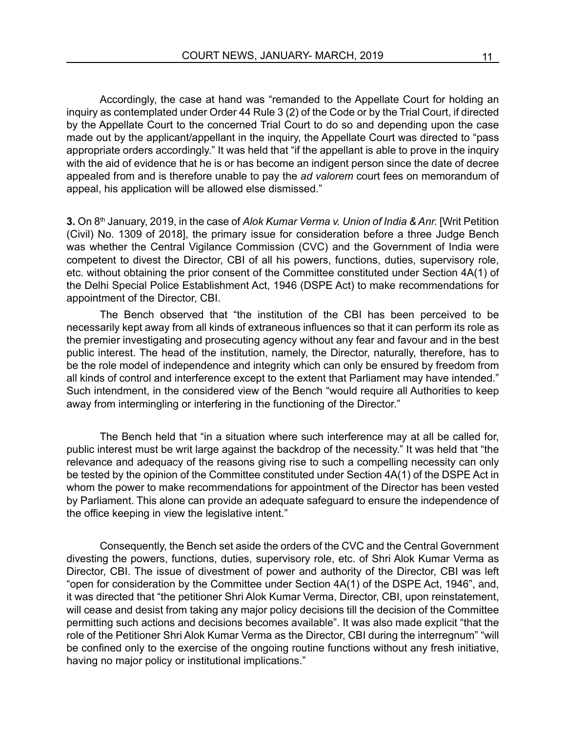Accordingly, the case at hand was "remanded to the Appellate Court for holding an inquiry as contemplated under Order 44 Rule 3 (2) of the Code or by the Trial Court, if directed by the Appellate Court to the concerned Trial Court to do so and depending upon the case made out by the applicant/appellant in the inquiry, the Appellate Court was directed to "pass appropriate orders accordingly." It was held that "if the appellant is able to prove in the inquiry with the aid of evidence that he is or has become an indigent person since the date of decree appealed from and is therefore unable to pay the *ad valorem* court fees on memorandum of appeal, his application will be allowed else dismissed."

**3.** On 8th January, 2019, in the case of *Alok Kumar Verma v. Union of India & Anr.* [Writ Petition (Civil) No. 1309 of 2018], the primary issue for consideration before a three Judge Bench was whether the Central Vigilance Commission (CVC) and the Government of India were competent to divest the Director, CBI of all his powers, functions, duties, supervisory role, etc. without obtaining the prior consent of the Committee constituted under Section 4A(1) of the Delhi Special Police Establishment Act, 1946 (DSPE Act) to make recommendations for appointment of the Director, CBI.

The Bench observed that "the institution of the CBI has been perceived to be necessarily kept away from all kinds of extraneous influences so that it can perform its role as the premier investigating and prosecuting agency without any fear and favour and in the best public interest. The head of the institution, namely, the Director, naturally, therefore, has to be the role model of independence and integrity which can only be ensured by freedom from all kinds of control and interference except to the extent that Parliament may have intended." Such intendment, in the considered view of the Bench "would require all Authorities to keep away from intermingling or interfering in the functioning of the Director."

The Bench held that "in a situation where such interference may at all be called for, public interest must be writ large against the backdrop of the necessity." It was held that "the relevance and adequacy of the reasons giving rise to such a compelling necessity can only be tested by the opinion of the Committee constituted under Section 4A(1) of the DSPE Act in whom the power to make recommendations for appointment of the Director has been vested by Parliament. This alone can provide an adequate safeguard to ensure the independence of the office keeping in view the legislative intent."

Consequently, the Bench set aside the orders of the CVC and the Central Government divesting the powers, functions, duties, supervisory role, etc. of Shri Alok Kumar Verma as Director, CBI. The issue of divestment of power and authority of the Director, CBI was left "open for consideration by the Committee under Section 4A(1) of the DSPE Act, 1946", and, it was directed that "the petitioner Shri Alok Kumar Verma, Director, CBI, upon reinstatement, will cease and desist from taking any major policy decisions till the decision of the Committee permitting such actions and decisions becomes available". It was also made explicit "that the role of the Petitioner Shri Alok Kumar Verma as the Director, CBI during the interregnum" "will be confined only to the exercise of the ongoing routine functions without any fresh initiative, having no major policy or institutional implications."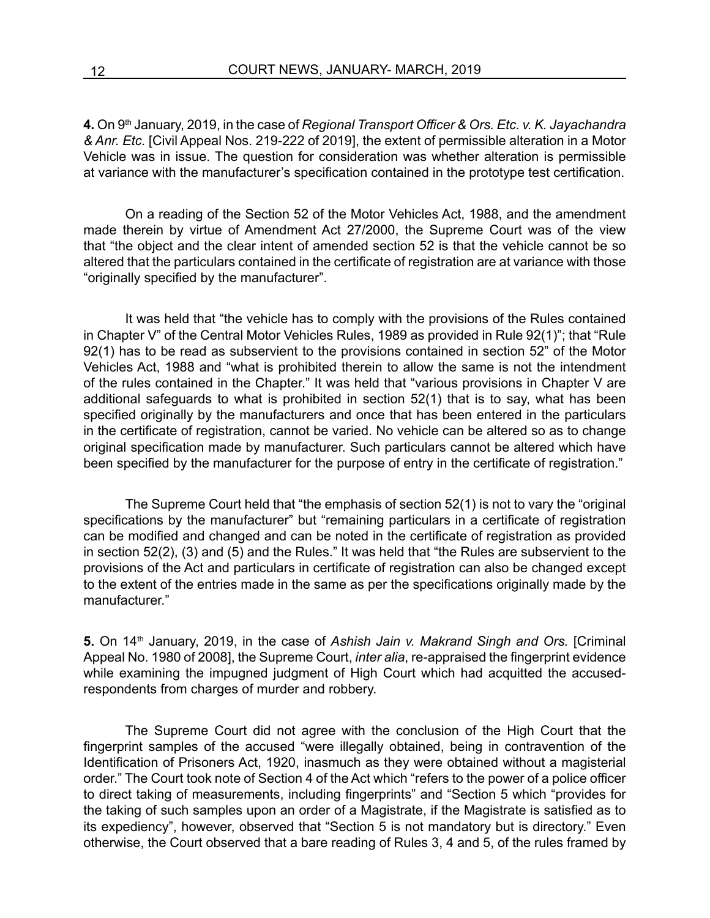**4.** On 9th January, 2019, in the case of *Regional Transport Officer & Ors. Etc. v. K. Jayachandra & Anr. Etc.* [Civil Appeal Nos. 219-222 of 2019], the extent of permissible alteration in a Motor Vehicle was in issue. The question for consideration was whether alteration is permissible at variance with the manufacturer's specification contained in the prototype test certification.

On a reading of the Section 52 of the Motor Vehicles Act, 1988, and the amendment made therein by virtue of Amendment Act 27/2000, the Supreme Court was of the view that "the object and the clear intent of amended section 52 is that the vehicle cannot be so altered that the particulars contained in the certificate of registration are at variance with those "originally specified by the manufacturer".

It was held that "the vehicle has to comply with the provisions of the Rules contained in Chapter V" of the Central Motor Vehicles Rules, 1989 as provided in Rule 92(1)"; that "Rule 92(1) has to be read as subservient to the provisions contained in section 52" of the Motor Vehicles Act, 1988 and "what is prohibited therein to allow the same is not the intendment of the rules contained in the Chapter." It was held that "various provisions in Chapter V are additional safeguards to what is prohibited in section 52(1) that is to say, what has been specified originally by the manufacturers and once that has been entered in the particulars in the certificate of registration, cannot be varied. No vehicle can be altered so as to change original specification made by manufacturer. Such particulars cannot be altered which have been specified by the manufacturer for the purpose of entry in the certificate of registration."

The Supreme Court held that "the emphasis of section 52(1) is not to vary the "original specifications by the manufacturer" but "remaining particulars in a certificate of registration can be modified and changed and can be noted in the certificate of registration as provided in section 52(2), (3) and (5) and the Rules." It was held that "the Rules are subservient to the provisions of the Act and particulars in certificate of registration can also be changed except to the extent of the entries made in the same as per the specifications originally made by the manufacturer."

**5.** On 14th January, 2019, in the case of *Ashish Jain v. Makrand Singh and Ors.* [Criminal Appeal No. 1980 of 2008], the Supreme Court, *inter alia*, re-appraised the fingerprint evidence while examining the impugned judgment of High Court which had acquitted the accused-respondents from charges of murder and robbery.

The Supreme Court did not agree with the conclusion of the High Court that the fingerprint samples of the accused "were illegally obtained, being in contravention of the Identification of Prisoners Act, 1920, inasmuch as they were obtained without a magisterial order." The Court took note of Section 4 of the Act which "refers to the power of a police officer to direct taking of measurements, including fingerprints" and "Section 5 which "provides for the taking of such samples upon an order of a Magistrate, if the Magistrate is satisfied as to its expediency", however, observed that "Section 5 is not mandatory but is directory." Even otherwise, the Court observed that a bare reading of Rules 3, 4 and 5, of the rules framed by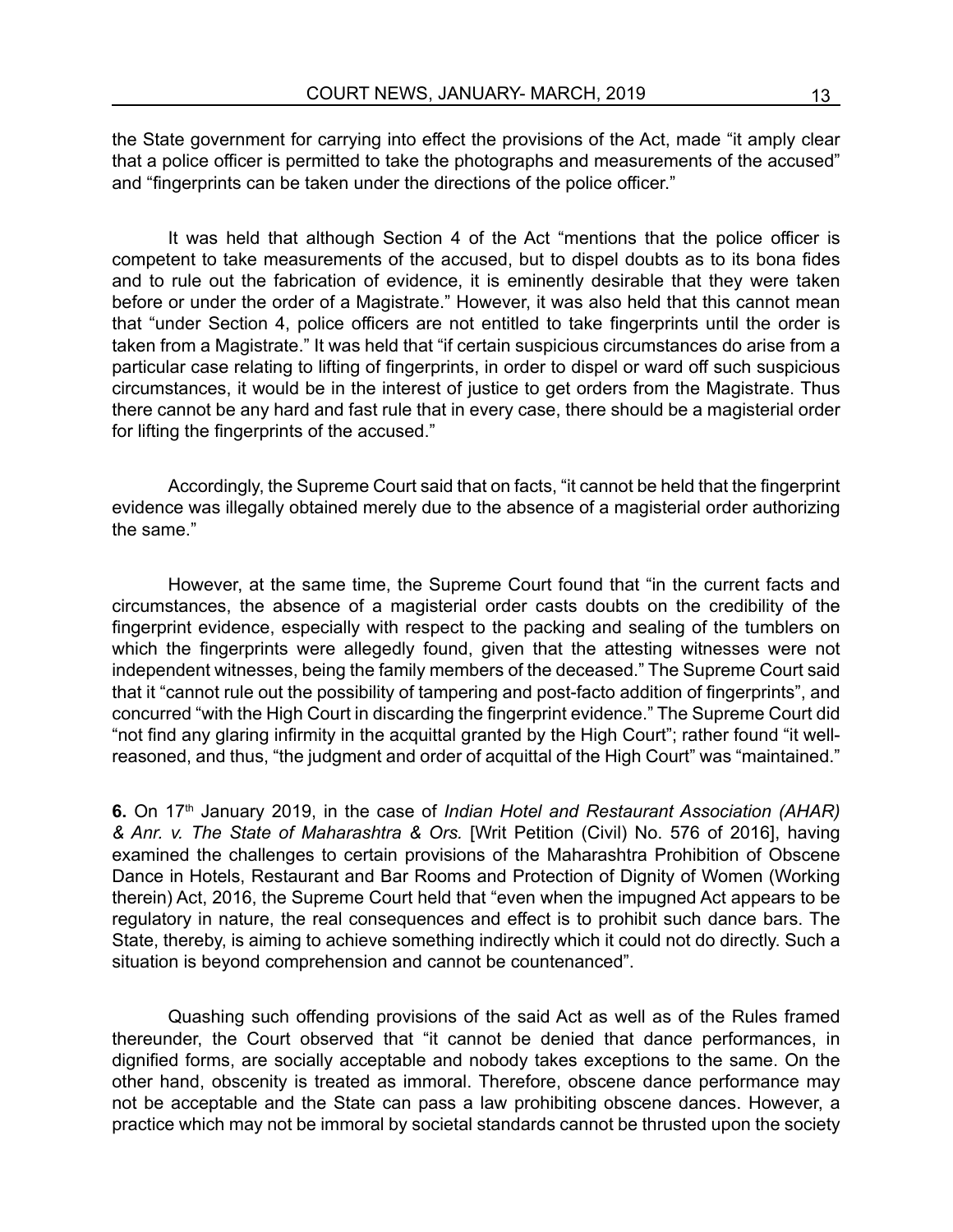the State government for carrying into effect the provisions of the Act, made "it amply clear that a police officer is permitted to take the photographs and measurements of the accused" and "fingerprints can be taken under the directions of the police officer."

It was held that although Section 4 of the Act "mentions that the police officer is competent to take measurements of the accused, but to dispel doubts as to its bona fides and to rule out the fabrication of evidence, it is eminently desirable that they were taken before or under the order of a Magistrate." However, it was also held that this cannot mean that "under Section 4, police officers are not entitled to take fingerprints until the order is taken from a Magistrate." It was held that "if certain suspicious circumstances do arise from a particular case relating to lifting of fingerprints, in order to dispel or ward off such suspicious circumstances, it would be in the interest of justice to get orders from the Magistrate. Thus there cannot be any hard and fast rule that in every case, there should be a magisterial order for lifting the fingerprints of the accused."

Accordingly, the Supreme Court said that on facts, "it cannot be held that the fingerprint evidence was illegally obtained merely due to the absence of a magisterial order authorizing the same."

However, at the same time, the Supreme Court found that "in the current facts and circumstances, the absence of a magisterial order casts doubts on the credibility of the fingerprint evidence, especially with respect to the packing and sealing of the tumblers on which the fingerprints were allegedly found, given that the attesting witnesses were not independent witnesses, being the family members of the deceased." The Supreme Court said that it "cannot rule out the possibility of tampering and post-facto addition of fingerprints", and concurred "with the High Court in discarding the fingerprint evidence." The Supreme Court did "not find any glaring infirmity in the acquittal granted by the High Court"; rather found "it well-reasoned, and thus, "the judgment and order of acquittal of the High Court" was "maintained."

**6.** On 17th January 2019, in the case of *Indian Hotel and Restaurant Association (AHAR) & Anr. v. The State of Maharashtra & Ors.* [Writ Petition (Civil) No. 576 of 2016], having examined the challenges to certain provisions of the Maharashtra Prohibition of Obscene Dance in Hotels, Restaurant and Bar Rooms and Protection of Dignity of Women (Working therein) Act, 2016, the Supreme Court held that "even when the impugned Act appears to be regulatory in nature, the real consequences and effect is to prohibit such dance bars. The State, thereby, is aiming to achieve something indirectly which it could not do directly. Such a situation is beyond comprehension and cannot be countenanced".

Quashing such offending provisions of the said Act as well as of the Rules framed thereunder, the Court observed that "it cannot be denied that dance performances, in dignified forms, are socially acceptable and nobody takes exceptions to the same. On the other hand, obscenity is treated as immoral. Therefore, obscene dance performance may not be acceptable and the State can pass a law prohibiting obscene dances. However, a practice which may not be immoral by societal standards cannot be thrusted upon the society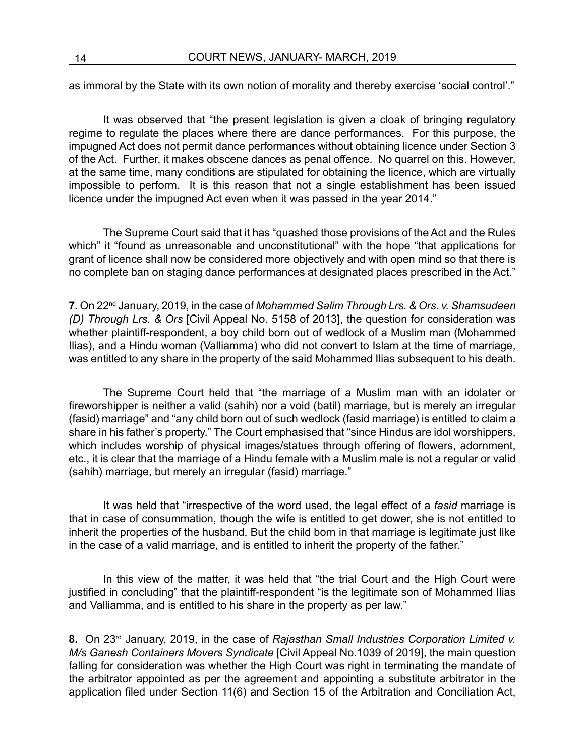as immoral by the State with its own notion of morality and thereby exercise 'social control'."

It was observed that "the present legislation is given a cloak of bringing regulatory regime to regulate the places where there are dance performances. For this purpose, the impugned Act does not permit dance performances without obtaining licence under Section 3 of the Act. Further, it makes obscene dances as penal offence. No quarrel on this. However, at the same time, many conditions are stipulated for obtaining the licence, which are virtually impossible to perform. It is this reason that not a single establishment has been issued licence under the impugned Act even when it was passed in the year 2014."

The Supreme Court said that it has "quashed those provisions of the Act and the Rules which" it "found as unreasonable and unconstitutional" with the hope "that applications for grant of licence shall now be considered more objectively and with open mind so that there is no complete ban on staging dance performances at designated places prescribed in the Act."

**7.** On 22nd January, 2019, in the case of *Mohammed Salim Through Lrs. & Ors. v. Shamsudeen (D) Through Lrs. & Ors* [Civil Appeal No. 5158 of 2013], the question for consideration was whether plaintiff-respondent, a boy child born out of wedlock of a Muslim man (Mohammed Ilias), and a Hindu woman (Valliamma) who did not convert to Islam at the time of marriage, was entitled to any share in the property of the said Mohammed Ilias subsequent to his death.

The Supreme Court held that "the marriage of a Muslim man with an idolater or fireworshipper is neither a valid (sahih) nor a void (batil) marriage, but is merely an irregular (fasid) marriage" and "any child born out of such wedlock (fasid marriage) is entitled to claim a share in his father's property." The Court emphasised that "since Hindus are idol worshippers, which includes worship of physical images/statues through offering of flowers, adornment, etc., it is clear that the marriage of a Hindu female with a Muslim male is not a regular or valid (sahih) marriage, but merely an irregular (fasid) marriage."

It was held that "irrespective of the word used, the legal effect of a *fasid* marriage is that in case of consummation, though the wife is entitled to get dower, she is not entitled to inherit the properties of the husband. But the child born in that marriage is legitimate just like in the case of a valid marriage, and is entitled to inherit the property of the father."

In this view of the matter, it was held that "the trial Court and the High Court were justified in concluding" that the plaintiff-respondent "is the legitimate son of Mohammed Ilias and Valliamma, and is entitled to his share in the property as per law."

**8.** On 23rd January, 2019, in the case of *Rajasthan Small Industries Corporation Limited v. M/s Ganesh Containers Movers Syndicate* [Civil Appeal No.1039 of 2019], the main question falling for consideration was whether the High Court was right in terminating the mandate of the arbitrator appointed as per the agreement and appointing a substitute arbitrator in the application filed under Section 11(6) and Section 15 of the Arbitration and Conciliation Act,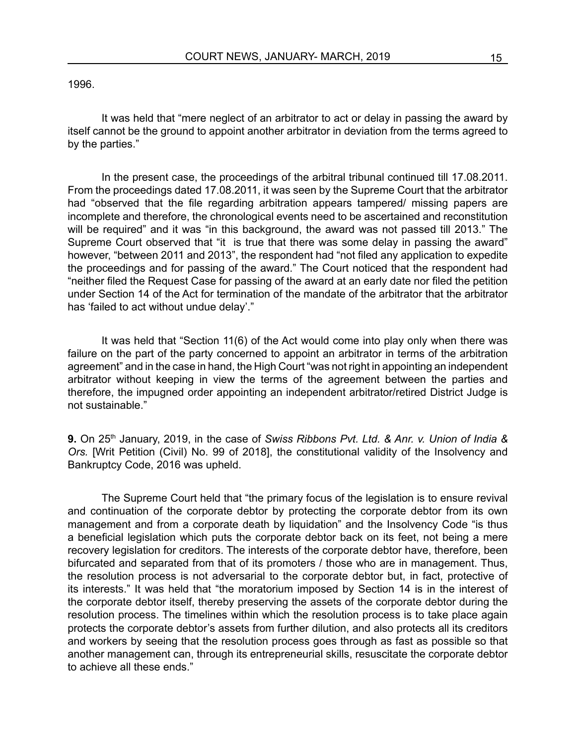1996.

It was held that "mere neglect of an arbitrator to act or delay in passing the award by itself cannot be the ground to appoint another arbitrator in deviation from the terms agreed to by the parties."

In the present case, the proceedings of the arbitral tribunal continued till 17.08.2011. From the proceedings dated 17.08.2011, it was seen by the Supreme Court that the arbitrator had "observed that the file regarding arbitration appears tampered/ missing papers are incomplete and therefore, the chronological events need to be ascertained and reconstitution will be required" and it was "in this background, the award was not passed till 2013." The Supreme Court observed that "it is true that there was some delay in passing the award" however, "between 2011 and 2013", the respondent had "not filed any application to expedite the proceedings and for passing of the award." The Court noticed that the respondent had "neither filed the Request Case for passing of the award at an early date nor filed the petition under Section 14 of the Act for termination of the mandate of the arbitrator that the arbitrator has 'failed to act without undue delay'."

It was held that "Section 11(6) of the Act would come into play only when there was failure on the part of the party concerned to appoint an arbitrator in terms of the arbitration agreement" and in the case in hand, the High Court "was not right in appointing an independent arbitrator without keeping in view the terms of the agreement between the parties and therefore, the impugned order appointing an independent arbitrator/retired District Judge is not sustainable."

**9.** On 25th January, 2019, in the case of *Swiss Ribbons Pvt. Ltd. & Anr. v. Union of India & Ors.* [Writ Petition (Civil) No. 99 of 2018], the constitutional validity of the Insolvency and Bankruptcy Code, 2016 was upheld.

The Supreme Court held that "the primary focus of the legislation is to ensure revival and continuation of the corporate debtor by protecting the corporate debtor from its own management and from a corporate death by liquidation" and the Insolvency Code "is thus a beneficial legislation which puts the corporate debtor back on its feet, not being a mere recovery legislation for creditors. The interests of the corporate debtor have, therefore, been bifurcated and separated from that of its promoters / those who are in management. Thus, the resolution process is not adversarial to the corporate debtor but, in fact, protective of its interests." It was held that "the moratorium imposed by Section 14 is in the interest of the corporate debtor itself, thereby preserving the assets of the corporate debtor during the resolution process. The timelines within which the resolution process is to take place again protects the corporate debtor's assets from further dilution, and also protects all its creditors and workers by seeing that the resolution process goes through as fast as possible so that another management can, through its entrepreneurial skills, resuscitate the corporate debtor to achieve all these ends."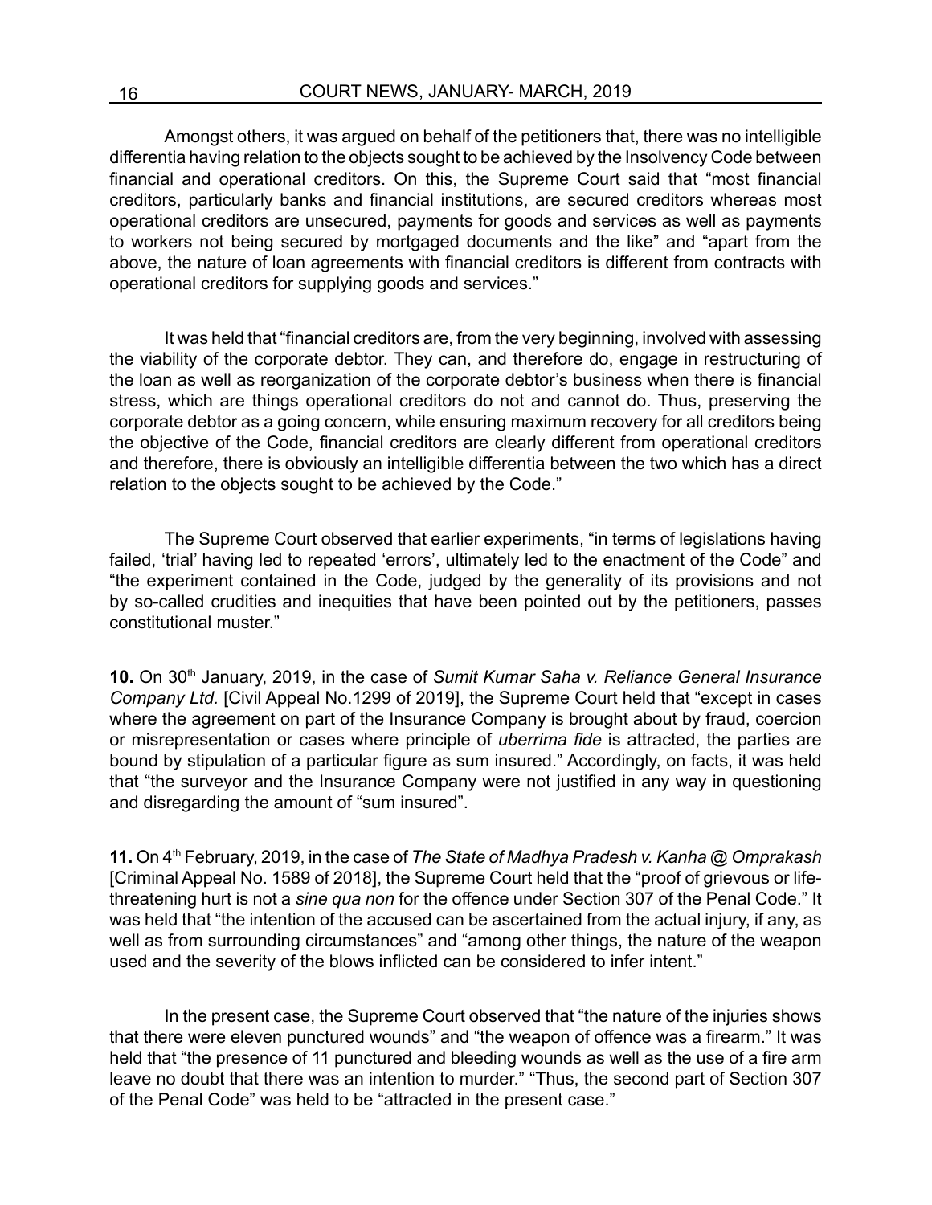Amongst others, it was argued on behalf of the petitioners that, there was no intelligible differentia having relation to the objects sought to be achieved by the Insolvency Code between financial and operational creditors. On this, the Supreme Court said that "most financial creditors, particularly banks and financial institutions, are secured creditors whereas most operational creditors are unsecured, payments for goods and services as well as payments to workers not being secured by mortgaged documents and the like" and "apart from the above, the nature of loan agreements with financial creditors is different from contracts with operational creditors for supplying goods and services."

It was held that "financial creditors are, from the very beginning, involved with assessing the viability of the corporate debtor. They can, and therefore do, engage in restructuring of the loan as well as reorganization of the corporate debtor's business when there is financial stress, which are things operational creditors do not and cannot do. Thus, preserving the corporate debtor as a going concern, while ensuring maximum recovery for all creditors being the objective of the Code, financial creditors are clearly different from operational creditors and therefore, there is obviously an intelligible differentia between the two which has a direct relation to the objects sought to be achieved by the Code."

The Supreme Court observed that earlier experiments, "in terms of legislations having failed, 'trial' having led to repeated 'errors', ultimately led to the enactment of the Code" and "the experiment contained in the Code, judged by the generality of its provisions and not by so-called crudities and inequities that have been pointed out by the petitioners, passes constitutional muster."

**10.** On 30th January, 2019, in the case of *Sumit Kumar Saha v. Reliance General Insurance Company Ltd.* [Civil Appeal No.1299 of 2019], the Supreme Court held that "except in cases where the agreement on part of the Insurance Company is brought about by fraud, coercion or misrepresentation or cases where principle of *uberrima fide* is attracted, the parties are bound by stipulation of a particular figure as sum insured." Accordingly, on facts, it was held that "the surveyor and the Insurance Company were not justified in any way in questioning and disregarding the amount of "sum insured".

**11.** On 4th February, 2019, in the case of *The State of Madhya Pradesh v. Kanha @ Omprakash* [Criminal Appeal No. 1589 of 2018], the Supreme Court held that the "proof of grievous or life-threatening hurt is not a *sine qua non* for the offence under Section 307 of the Penal Code." It was held that "the intention of the accused can be ascertained from the actual injury, if any, as well as from surrounding circumstances" and "among other things, the nature of the weapon used and the severity of the blows inflicted can be considered to infer intent."

In the present case, the Supreme Court observed that "the nature of the injuries shows that there were eleven punctured wounds" and "the weapon of offence was a firearm." It was held that "the presence of 11 punctured and bleeding wounds as well as the use of a fire arm leave no doubt that there was an intention to murder." "Thus, the second part of Section 307 of the Penal Code" was held to be "attracted in the present case."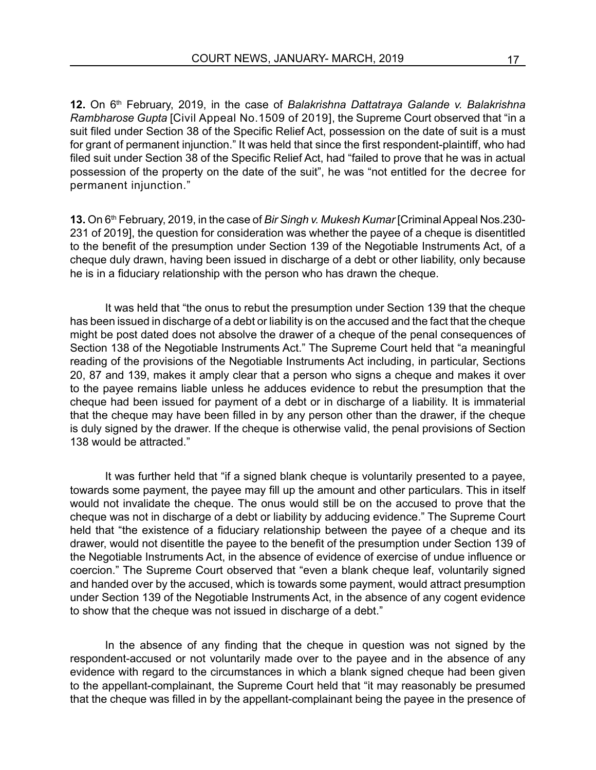**12.** On 6th February, 2019, in the case of *Balakrishna Dattatraya Galande v. Balakrishna Rambharose Gupta* [Civil Appeal No.1509 of 2019], the Supreme Court observed that "in a suit filed under Section 38 of the Specific Relief Act, possession on the date of suit is a must for grant of permanent injunction." It was held that since the first respondent-plaintiff, who had filed suit under Section 38 of the Specific Relief Act, had "failed to prove that he was in actual possession of the property on the date of the suit", he was "not entitled for the decree for permanent injunction."

**13.** On 6th February, 2019, in the case of *Bir Singh v. Mukesh Kumar* [Criminal Appeal Nos.230-231 of 2019], the question for consideration was whether the payee of a cheque is disentitled to the benefit of the presumption under Section 139 of the Negotiable Instruments Act, of a cheque duly drawn, having been issued in discharge of a debt or other liability, only because he is in a fiduciary relationship with the person who has drawn the cheque.

It was held that "the onus to rebut the presumption under Section 139 that the cheque has been issued in discharge of a debt or liability is on the accused and the fact that the cheque might be post dated does not absolve the drawer of a cheque of the penal consequences of Section 138 of the Negotiable Instruments Act." The Supreme Court held that "a meaningful reading of the provisions of the Negotiable Instruments Act including, in particular, Sections 20, 87 and 139, makes it amply clear that a person who signs a cheque and makes it over to the payee remains liable unless he adduces evidence to rebut the presumption that the cheque had been issued for payment of a debt or in discharge of a liability. It is immaterial that the cheque may have been filled in by any person other than the drawer, if the cheque is duly signed by the drawer. If the cheque is otherwise valid, the penal provisions of Section 138 would be attracted."

It was further held that "if a signed blank cheque is voluntarily presented to a payee, towards some payment, the payee may fill up the amount and other particulars. This in itself would not invalidate the cheque. The onus would still be on the accused to prove that the cheque was not in discharge of a debt or liability by adducing evidence." The Supreme Court held that "the existence of a fiduciary relationship between the payee of a cheque and its drawer, would not disentitle the payee to the benefit of the presumption under Section 139 of the Negotiable Instruments Act, in the absence of evidence of exercise of undue influence or coercion." The Supreme Court observed that "even a blank cheque leaf, voluntarily signed and handed over by the accused, which is towards some payment, would attract presumption under Section 139 of the Negotiable Instruments Act, in the absence of any cogent evidence to show that the cheque was not issued in discharge of a debt."

In the absence of any finding that the cheque in question was not signed by the respondent-accused or not voluntarily made over to the payee and in the absence of any evidence with regard to the circumstances in which a blank signed cheque had been given to the appellant-complainant, the Supreme Court held that "it may reasonably be presumed that the cheque was filled in by the appellant-complainant being the payee in the presence of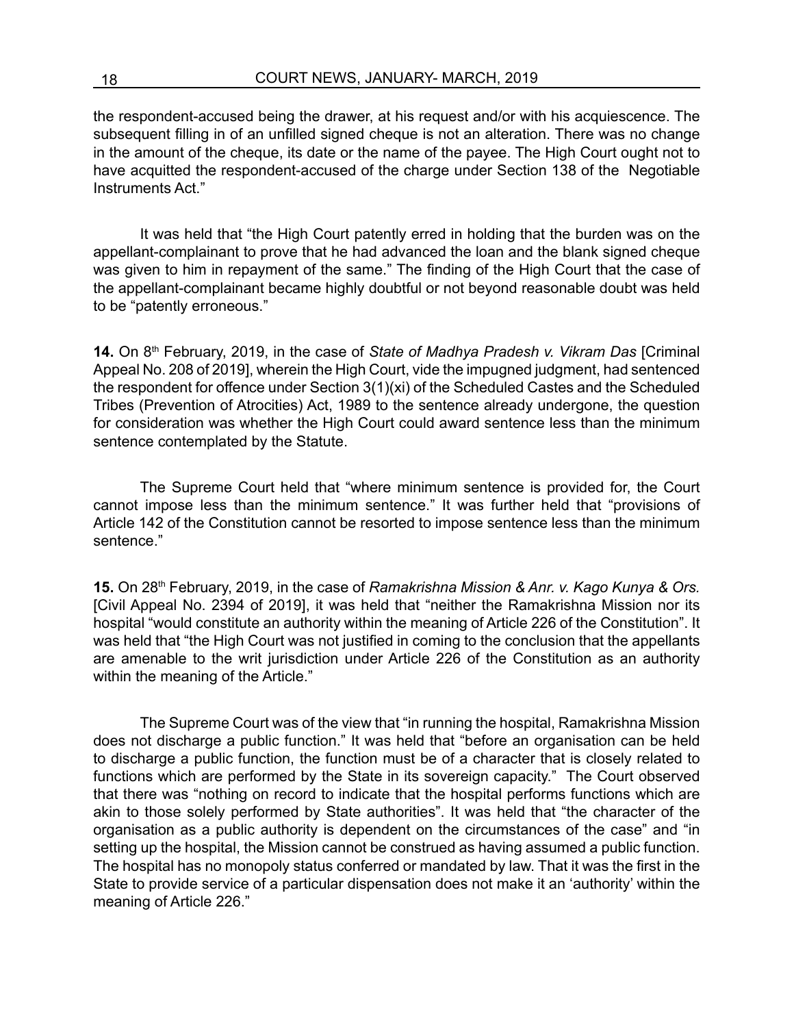the respondent-accused being the drawer, at his request and/or with his acquiescence. The subsequent filling in of an unfilled signed cheque is not an alteration. There was no change in the amount of the cheque, its date or the name of the payee. The High Court ought not to have acquitted the respondent-accused of the charge under Section 138 of the Negotiable Instruments Act."

It was held that "the High Court patently erred in holding that the burden was on the appellant-complainant to prove that he had advanced the loan and the blank signed cheque was given to him in repayment of the same." The finding of the High Court that the case of the appellant-complainant became highly doubtful or not beyond reasonable doubt was held to be "patently erroneous."

**14.** On 8th February, 2019, in the case of *State of Madhya Pradesh v. Vikram Das* [Criminal Appeal No. 208 of 2019], wherein the High Court, vide the impugned judgment, had sentenced the respondent for offence under Section 3(1)(xi) of the Scheduled Castes and the Scheduled Tribes (Prevention of Atrocities) Act, 1989 to the sentence already undergone, the question for consideration was whether the High Court could award sentence less than the minimum sentence contemplated by the Statute.

The Supreme Court held that "where minimum sentence is provided for, the Court cannot impose less than the minimum sentence." It was further held that "provisions of Article 142 of the Constitution cannot be resorted to impose sentence less than the minimum sentence."

**15.** On 28th February, 2019, in the case of *Ramakrishna Mission & Anr. v. Kago Kunya & Ors.* [Civil Appeal No. 2394 of 2019], it was held that "neither the Ramakrishna Mission nor its hospital "would constitute an authority within the meaning of Article 226 of the Constitution". It was held that "the High Court was not justified in coming to the conclusion that the appellants are amenable to the writ jurisdiction under Article 226 of the Constitution as an authority within the meaning of the Article."

The Supreme Court was of the view that "in running the hospital, Ramakrishna Mission does not discharge a public function." It was held that "before an organisation can be held to discharge a public function, the function must be of a character that is closely related to functions which are performed by the State in its sovereign capacity." The Court observed that there was "nothing on record to indicate that the hospital performs functions which are akin to those solely performed by State authorities". It was held that "the character of the organisation as a public authority is dependent on the circumstances of the case" and "in setting up the hospital, the Mission cannot be construed as having assumed a public function. The hospital has no monopoly status conferred or mandated by law. That it was the first in the State to provide service of a particular dispensation does not make it an 'authority' within the meaning of Article 226."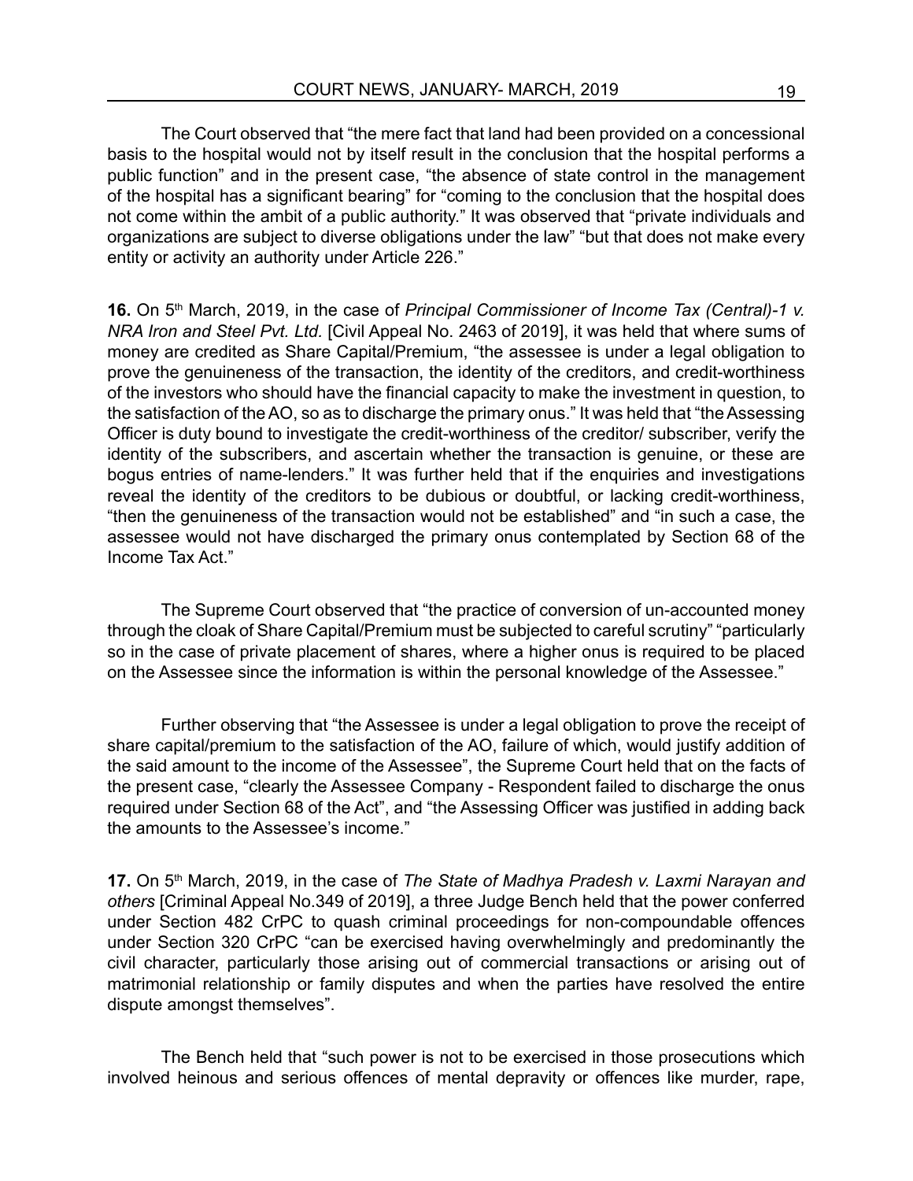The Court observed that "the mere fact that land had been provided on a concessional basis to the hospital would not by itself result in the conclusion that the hospital performs a public function" and in the present case, "the absence of state control in the management of the hospital has a significant bearing" for "coming to the conclusion that the hospital does not come within the ambit of a public authority." It was observed that "private individuals and organizations are subject to diverse obligations under the law" "but that does not make every entity or activity an authority under Article 226."

**16.** On 5th March, 2019, in the case of *Principal Commissioner of Income Tax (Central)-1 v. NRA Iron and Steel Pvt. Ltd.* [Civil Appeal No. 2463 of 2019], it was held that where sums of money are credited as Share Capital/Premium, "the assessee is under a legal obligation to prove the genuineness of the transaction, the identity of the creditors, and credit-worthiness of the investors who should have the financial capacity to make the investment in question, to the satisfaction of the AO, so as to discharge the primary onus." It was held that "the Assessing Officer is duty bound to investigate the credit-worthiness of the creditor/ subscriber, verify the identity of the subscribers, and ascertain whether the transaction is genuine, or these are bogus entries of name-lenders." It was further held that if the enquiries and investigations reveal the identity of the creditors to be dubious or doubtful, or lacking credit-worthiness, "then the genuineness of the transaction would not be established" and "in such a case, the assessee would not have discharged the primary onus contemplated by Section 68 of the Income Tax Act."

The Supreme Court observed that "the practice of conversion of un-accounted money through the cloak of Share Capital/Premium must be subjected to careful scrutiny" "particularly so in the case of private placement of shares, where a higher onus is required to be placed on the Assessee since the information is within the personal knowledge of the Assessee."

Further observing that "the Assessee is under a legal obligation to prove the receipt of share capital/premium to the satisfaction of the AO, failure of which, would justify addition of the said amount to the income of the Assessee", the Supreme Court held that on the facts of the present case, "clearly the Assessee Company - Respondent failed to discharge the onus required under Section 68 of the Act", and "the Assessing Officer was justified in adding back the amounts to the Assessee's income."

**17.** On 5th March, 2019, in the case of *The State of Madhya Pradesh v. Laxmi Narayan and others* [Criminal Appeal No.349 of 2019], a three Judge Bench held that the power conferred under Section 482 CrPC to quash criminal proceedings for non-compoundable offences under Section 320 CrPC "can be exercised having overwhelmingly and predominantly the civil character, particularly those arising out of commercial transactions or arising out of matrimonial relationship or family disputes and when the parties have resolved the entire dispute amongst themselves".

The Bench held that "such power is not to be exercised in those prosecutions which involved heinous and serious offences of mental depravity or offences like murder, rape,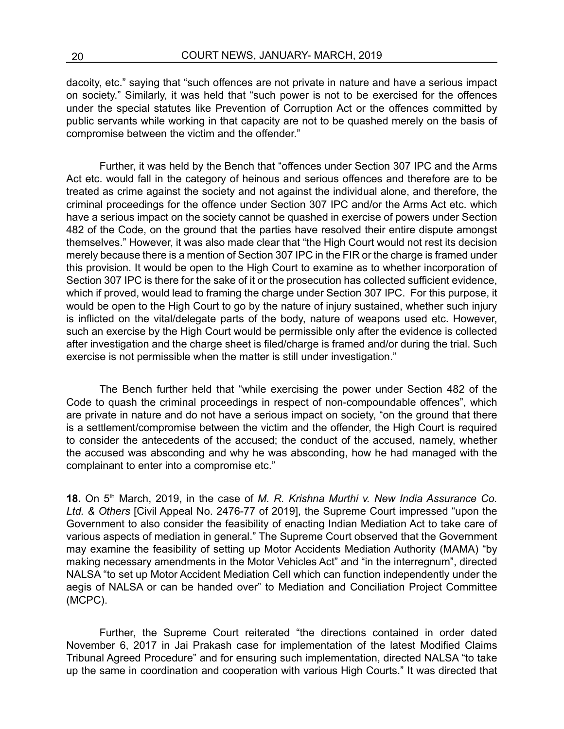dacoity, etc." saying that "such offences are not private in nature and have a serious impact on society." Similarly, it was held that "such power is not to be exercised for the offences under the special statutes like Prevention of Corruption Act or the offences committed by public servants while working in that capacity are not to be quashed merely on the basis of compromise between the victim and the offender."

Further, it was held by the Bench that "offences under Section 307 IPC and the Arms Act etc. would fall in the category of heinous and serious offences and therefore are to be treated as crime against the society and not against the individual alone, and therefore, the criminal proceedings for the offence under Section 307 IPC and/or the Arms Act etc. which have a serious impact on the society cannot be quashed in exercise of powers under Section 482 of the Code, on the ground that the parties have resolved their entire dispute amongst themselves." However, it was also made clear that "the High Court would not rest its decision merely because there is a mention of Section 307 IPC in the FIR or the charge is framed under this provision. It would be open to the High Court to examine as to whether incorporation of Section 307 IPC is there for the sake of it or the prosecution has collected sufficient evidence, which if proved, would lead to framing the charge under Section 307 IPC. For this purpose, it would be open to the High Court to go by the nature of injury sustained, whether such injury is inflicted on the vital/delegate parts of the body, nature of weapons used etc. However, such an exercise by the High Court would be permissible only after the evidence is collected after investigation and the charge sheet is filed/charge is framed and/or during the trial. Such exercise is not permissible when the matter is still under investigation."

The Bench further held that "while exercising the power under Section 482 of the Code to quash the criminal proceedings in respect of non-compoundable offences", which are private in nature and do not have a serious impact on society, "on the ground that there is a settlement/compromise between the victim and the offender, the High Court is required to consider the antecedents of the accused; the conduct of the accused, namely, whether the accused was absconding and why he was absconding, how he had managed with the complainant to enter into a compromise etc."

**18.** On 5th March, 2019, in the case of *M. R. Krishna Murthi v. New India Assurance Co. Ltd. & Others* [Civil Appeal No. 2476-77 of 2019], the Supreme Court impressed "upon the Government to also consider the feasibility of enacting Indian Mediation Act to take care of various aspects of mediation in general." The Supreme Court observed that the Government may examine the feasibility of setting up Motor Accidents Mediation Authority (MAMA) "by making necessary amendments in the Motor Vehicles Act" and "in the interregnum", directed NALSA "to set up Motor Accident Mediation Cell which can function independently under the aegis of NALSA or can be handed over" to Mediation and Conciliation Project Committee (MCPC).

Further, the Supreme Court reiterated "the directions contained in order dated November 6, 2017 in Jai Prakash case for implementation of the latest Modified Claims Tribunal Agreed Procedure" and for ensuring such implementation, directed NALSA "to take up the same in coordination and cooperation with various High Courts." It was directed that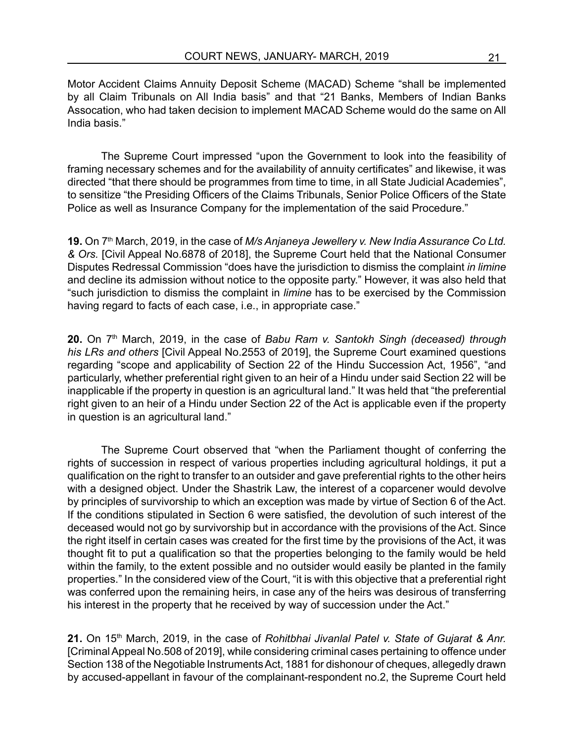Motor Accident Claims Annuity Deposit Scheme (MACAD) Scheme "shall be implemented by all Claim Tribunals on All India basis" and that "21 Banks, Members of Indian Banks Assocation, who had taken decision to implement MACAD Scheme would do the same on All India basis."

The Supreme Court impressed "upon the Government to look into the feasibility of framing necessary schemes and for the availability of annuity certificates" and likewise, it was directed "that there should be programmes from time to time, in all State Judicial Academies", to sensitize "the Presiding Officers of the Claims Tribunals, Senior Police Officers of the State Police as well as Insurance Company for the implementation of the said Procedure."

**19.** On 7th March, 2019, in the case of *M/s Anjaneya Jewellery v. New India Assurance Co Ltd. & Ors.* [Civil Appeal No.6878 of 2018], the Supreme Court held that the National Consumer Disputes Redressal Commission "does have the jurisdiction to dismiss the complaint *in limine* and decline its admission without notice to the opposite party." However, it was also held that "such jurisdiction to dismiss the complaint in *limine* has to be exercised by the Commission having regard to facts of each case, i.e., in appropriate case."

**20.** On 7th March, 2019, in the case of *Babu Ram v. Santokh Singh (deceased) through his LRs and others* [Civil Appeal No.2553 of 2019], the Supreme Court examined questions regarding "scope and applicability of Section 22 of the Hindu Succession Act, 1956", "and particularly, whether preferential right given to an heir of a Hindu under said Section 22 will be inapplicable if the property in question is an agricultural land." It was held that "the preferential right given to an heir of a Hindu under Section 22 of the Act is applicable even if the property in question is an agricultural land."

The Supreme Court observed that "when the Parliament thought of conferring the rights of succession in respect of various properties including agricultural holdings, it put a qualification on the right to transfer to an outsider and gave preferential rights to the other heirs with a designed object. Under the Shastrik Law, the interest of a coparcener would devolve by principles of survivorship to which an exception was made by virtue of Section 6 of the Act. If the conditions stipulated in Section 6 were satisfied, the devolution of such interest of the deceased would not go by survivorship but in accordance with the provisions of the Act. Since the right itself in certain cases was created for the first time by the provisions of the Act, it was thought fit to put a qualification so that the properties belonging to the family would be held within the family, to the extent possible and no outsider would easily be planted in the family properties." In the considered view of the Court, "it is with this objective that a preferential right was conferred upon the remaining heirs, in case any of the heirs was desirous of transferring his interest in the property that he received by way of succession under the Act."

**21.** On 15th March, 2019, in the case of *Rohitbhai Jivanlal Patel v. State of Gujarat & Anr.* [Criminal Appeal No.508 of 2019], while considering criminal cases pertaining to offence under Section 138 of the Negotiable Instruments Act, 1881 for dishonour of cheques, allegedly drawn by accused-appellant in favour of the complainant-respondent no.2, the Supreme Court held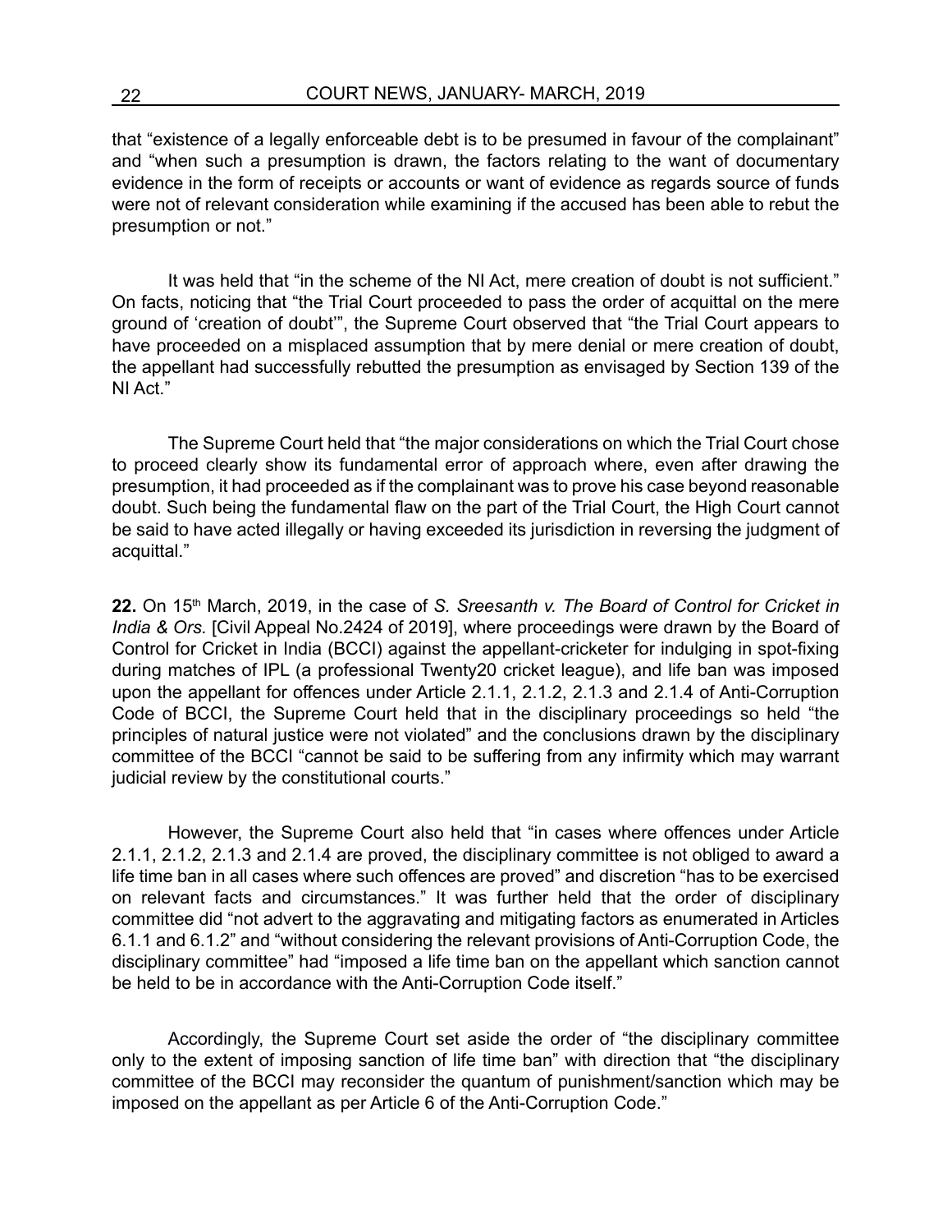that "existence of a legally enforceable debt is to be presumed in favour of the complainant" and "when such a presumption is drawn, the factors relating to the want of documentary evidence in the form of receipts or accounts or want of evidence as regards source of funds were not of relevant consideration while examining if the accused has been able to rebut the presumption or not."

It was held that "in the scheme of the NI Act, mere creation of doubt is not sufficient." On facts, noticing that "the Trial Court proceeded to pass the order of acquittal on the mere ground of 'creation of doubt'", the Supreme Court observed that "the Trial Court appears to have proceeded on a misplaced assumption that by mere denial or mere creation of doubt, the appellant had successfully rebutted the presumption as envisaged by Section 139 of the NI Act."

The Supreme Court held that "the major considerations on which the Trial Court chose to proceed clearly show its fundamental error of approach where, even after drawing the presumption, it had proceeded as if the complainant was to prove his case beyond reasonable doubt. Such being the fundamental flaw on the part of the Trial Court, the High Court cannot be said to have acted illegally or having exceeded its jurisdiction in reversing the judgment of acquittal."

**22.** On 15th March, 2019, in the case of *S. Sreesanth v. The Board of Control for Cricket in India & Ors.* [Civil Appeal No.2424 of 2019], where proceedings were drawn by the Board of Control for Cricket in India (BCCI) against the appellant-cricketer for indulging in spot-fixing during matches of IPL (a professional Twenty20 cricket league), and life ban was imposed upon the appellant for offences under Article 2.1.1, 2.1.2, 2.1.3 and 2.1.4 of Anti-Corruption Code of BCCI, the Supreme Court held that in the disciplinary proceedings so held "the principles of natural justice were not violated" and the conclusions drawn by the disciplinary committee of the BCCI "cannot be said to be suffering from any infirmity which may warrant judicial review by the constitutional courts."

However, the Supreme Court also held that "in cases where offences under Article 2.1.1, 2.1.2, 2.1.3 and 2.1.4 are proved, the disciplinary committee is not obliged to award a life time ban in all cases where such offences are proved" and discretion "has to be exercised on relevant facts and circumstances." It was further held that the order of disciplinary committee did "not advert to the aggravating and mitigating factors as enumerated in Articles 6.1.1 and 6.1.2" and "without considering the relevant provisions of Anti-Corruption Code, the disciplinary committee" had "imposed a life time ban on the appellant which sanction cannot be held to be in accordance with the Anti-Corruption Code itself."

Accordingly, the Supreme Court set aside the order of "the disciplinary committee only to the extent of imposing sanction of life time ban" with direction that "the disciplinary committee of the BCCI may reconsider the quantum of punishment/sanction which may be imposed on the appellant as per Article 6 of the Anti-Corruption Code."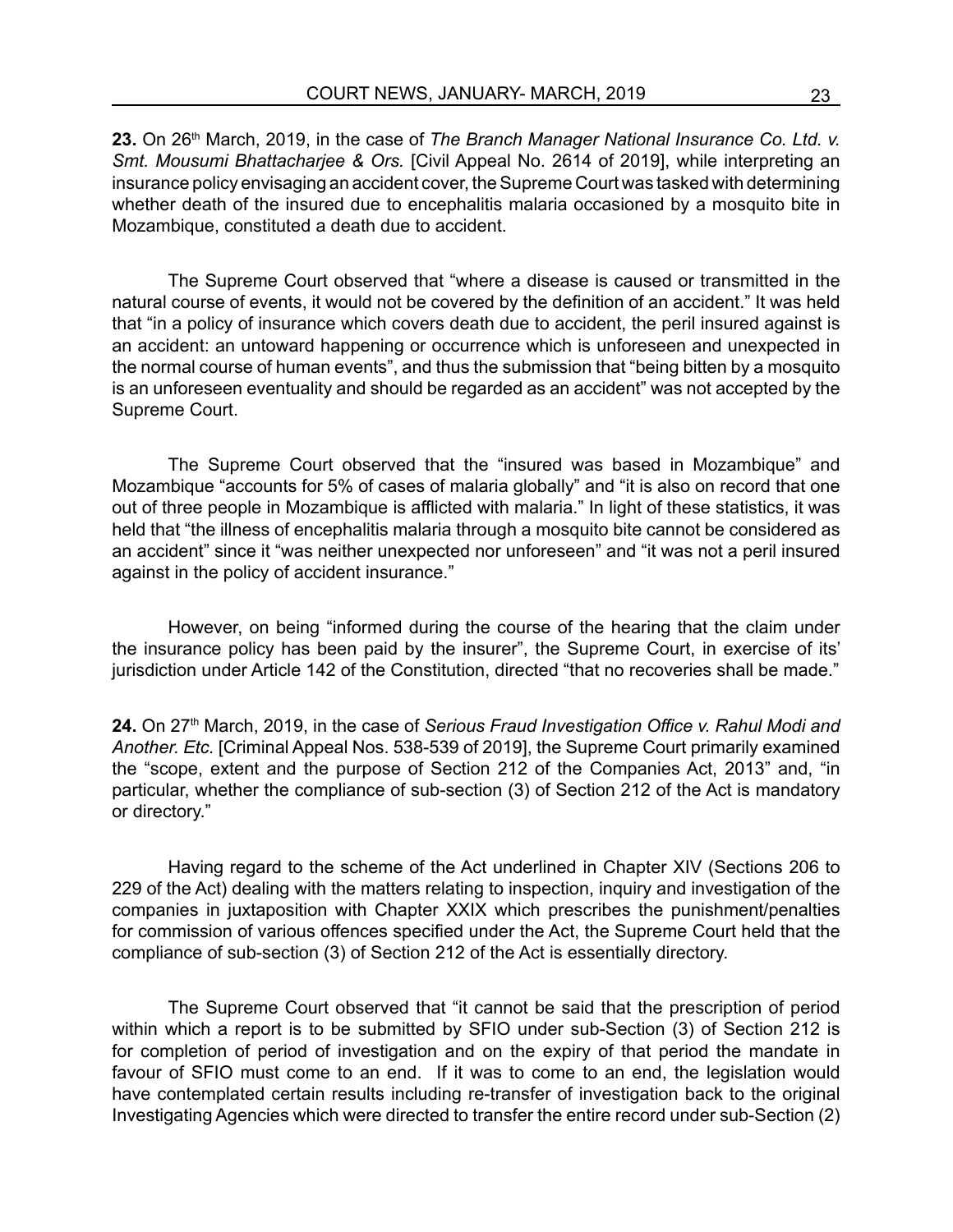**23.** On 26th March, 2019, in the case of *The Branch Manager National Insurance Co. Ltd. v. Smt. Mousumi Bhattacharjee & Ors.* [Civil Appeal No. 2614 of 2019], while interpreting an insurance policy envisaging an accident cover, the Supreme Court was tasked with determining whether death of the insured due to encephalitis malaria occasioned by a mosquito bite in Mozambique, constituted a death due to accident.

The Supreme Court observed that "where a disease is caused or transmitted in the natural course of events, it would not be covered by the definition of an accident." It was held that "in a policy of insurance which covers death due to accident, the peril insured against is an accident: an untoward happening or occurrence which is unforeseen and unexpected in the normal course of human events", and thus the submission that "being bitten by a mosquito is an unforeseen eventuality and should be regarded as an accident" was not accepted by the Supreme Court.

The Supreme Court observed that the "insured was based in Mozambique" and Mozambique "accounts for 5% of cases of malaria globally" and "it is also on record that one out of three people in Mozambique is afflicted with malaria." In light of these statistics, it was held that "the illness of encephalitis malaria through a mosquito bite cannot be considered as an accident" since it "was neither unexpected nor unforeseen" and "it was not a peril insured against in the policy of accident insurance."

However, on being "informed during the course of the hearing that the claim under the insurance policy has been paid by the insurer", the Supreme Court, in exercise of its' jurisdiction under Article 142 of the Constitution, directed "that no recoveries shall be made."

**24.** On 27th March, 2019, in the case of *Serious Fraud Investigation Office v. Rahul Modi and Another. Etc.* [Criminal Appeal Nos. 538-539 of 2019], the Supreme Court primarily examined the "scope, extent and the purpose of Section 212 of the Companies Act, 2013" and, "in particular, whether the compliance of sub-section (3) of Section 212 of the Act is mandatory or directory."

Having regard to the scheme of the Act underlined in Chapter XIV (Sections 206 to 229 of the Act) dealing with the matters relating to inspection, inquiry and investigation of the companies in juxtaposition with Chapter XXIX which prescribes the punishment/penalties for commission of various offences specified under the Act, the Supreme Court held that the compliance of sub-section (3) of Section 212 of the Act is essentially directory.

The Supreme Court observed that "it cannot be said that the prescription of period within which a report is to be submitted by SFIO under sub-Section (3) of Section 212 is for completion of period of investigation and on the expiry of that period the mandate in favour of SFIO must come to an end. If it was to come to an end, the legislation would have contemplated certain results including re-transfer of investigation back to the original Investigating Agencies which were directed to transfer the entire record under sub-Section (2)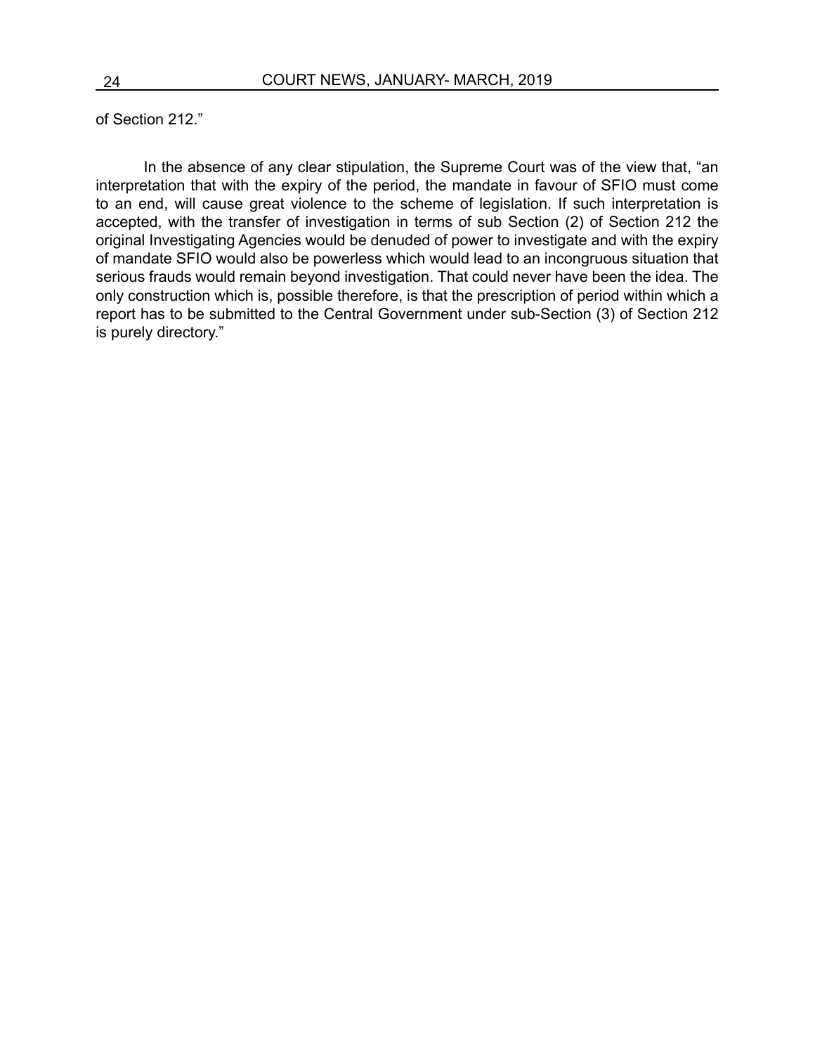of Section 212."

In the absence of any clear stipulation, the Supreme Court was of the view that, "an interpretation that with the expiry of the period, the mandate in favour of SFIO must come to an end, will cause great violence to the scheme of legislation. If such interpretation is accepted, with the transfer of investigation in terms of sub Section (2) of Section 212 the original Investigating Agencies would be denuded of power to investigate and with the expiry of mandate SFIO would also be powerless which would lead to an incongruous situation that serious frauds would remain beyond investigation. That could never have been the idea. The only construction which is, possible therefore, is that the prescription of period within which a report has to be submitted to the Central Government under sub-Section (3) of Section 212 is purely directory."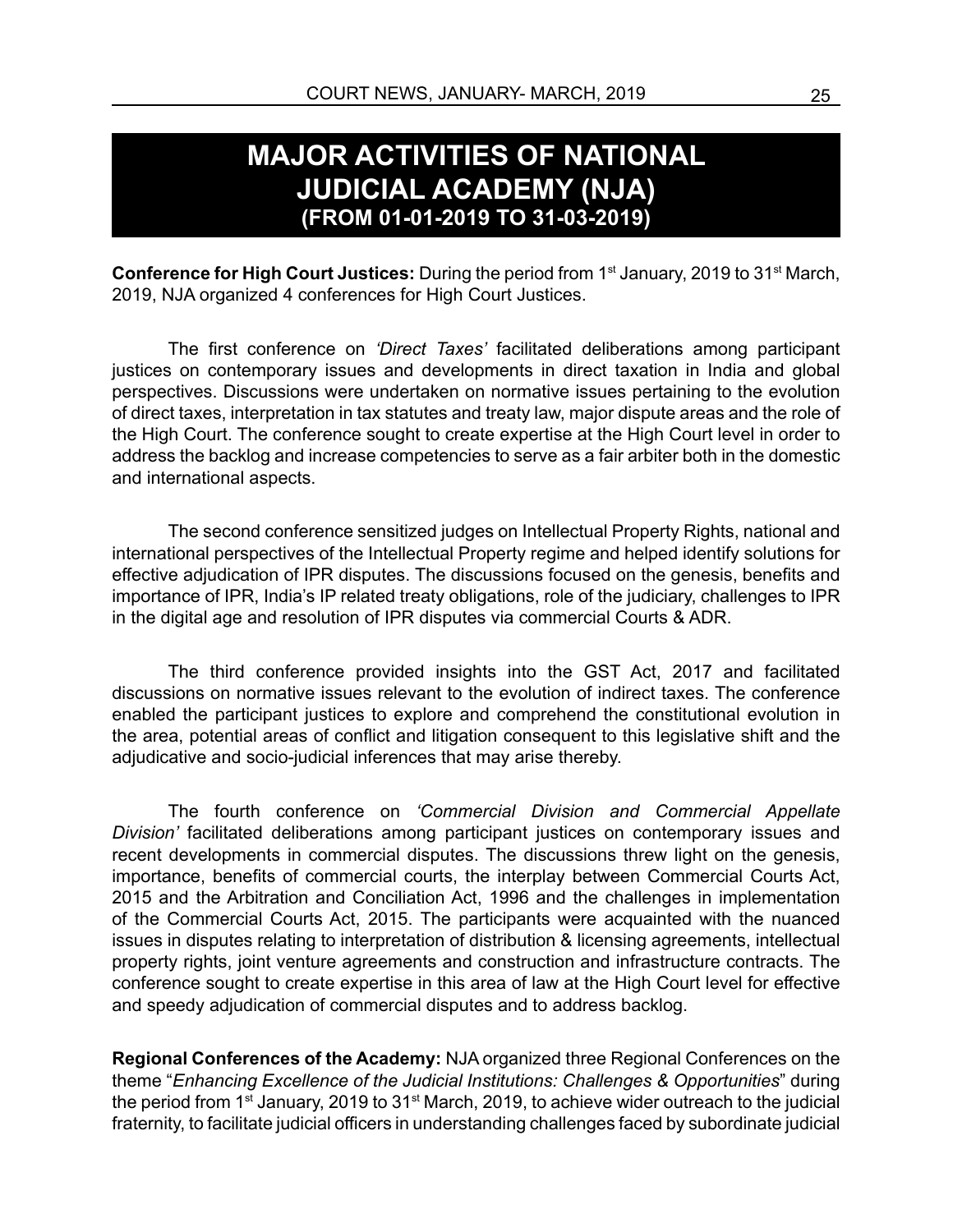# MAJOR ACTIVITIES OF NATIONAL JUDICIAL ACADEMY (NJA)
## (FROM 01-01-2019 TO 31-03-2019)

**Conference for High Court Justices:** During the period from 1st January, 2019 to 31st March, 2019, NJA organized 4 conferences for High Court Justices.

The first conference on *'Direct Taxes'* facilitated deliberations among participant justices on contemporary issues and developments in direct taxation in India and global perspectives. Discussions were undertaken on normative issues pertaining to the evolution of direct taxes, interpretation in tax statutes and treaty law, major dispute areas and the role of the High Court. The conference sought to create expertise at the High Court level in order to address the backlog and increase competencies to serve as a fair arbiter both in the domestic and international aspects.

The second conference sensitized judges on Intellectual Property Rights, national and international perspectives of the Intellectual Property regime and helped identify solutions for effective adjudication of IPR disputes. The discussions focused on the genesis, benefits and importance of IPR, India's IP related treaty obligations, role of the judiciary, challenges to IPR in the digital age and resolution of IPR disputes via commercial Courts & ADR.

The third conference provided insights into the GST Act, 2017 and facilitated discussions on normative issues relevant to the evolution of indirect taxes. The conference enabled the participant justices to explore and comprehend the constitutional evolution in the area, potential areas of conflict and litigation consequent to this legislative shift and the adjudicative and socio-judicial inferences that may arise thereby.

The fourth conference on *'Commercial Division and Commercial Appellate Division'* facilitated deliberations among participant justices on contemporary issues and recent developments in commercial disputes. The discussions threw light on the genesis, importance, benefits of commercial courts, the interplay between Commercial Courts Act, 2015 and the Arbitration and Conciliation Act, 1996 and the challenges in implementation of the Commercial Courts Act, 2015. The participants were acquainted with the nuanced issues in disputes relating to interpretation of distribution & licensing agreements, intellectual property rights, joint venture agreements and construction and infrastructure contracts. The conference sought to create expertise in this area of law at the High Court level for effective and speedy adjudication of commercial disputes and to address backlog.

**Regional Conferences of the Academy:** NJA organized three Regional Conferences on the theme "*Enhancing Excellence of the Judicial Institutions: Challenges & Opportunities*" during the period from 1st January, 2019 to 31st March, 2019, to achieve wider outreach to the judicial fraternity, to facilitate judicial officers in understanding challenges faced by subordinate judicial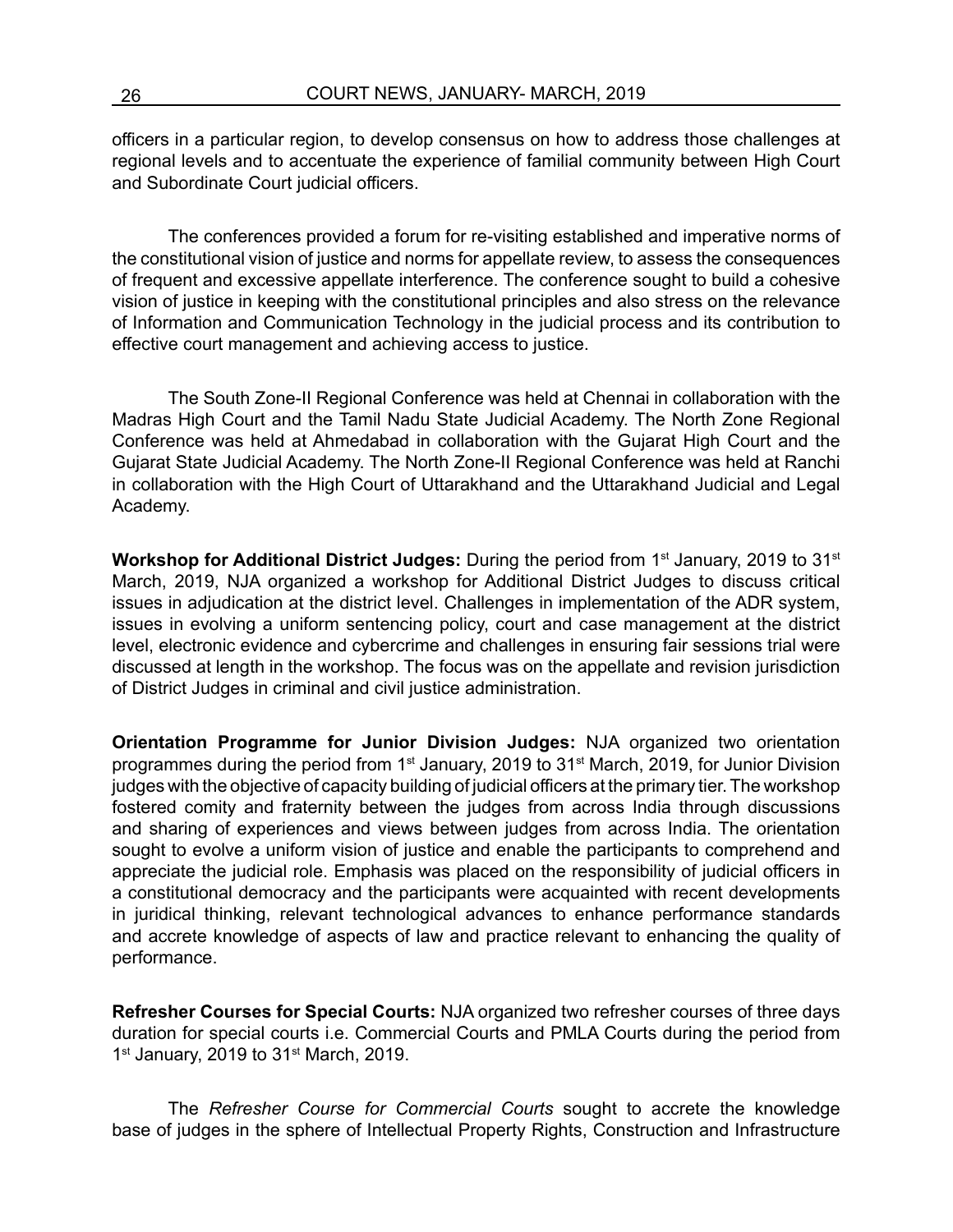officers in a particular region, to develop consensus on how to address those challenges at regional levels and to accentuate the experience of familial community between High Court and Subordinate Court judicial officers.

The conferences provided a forum for re-visiting established and imperative norms of the constitutional vision of justice and norms for appellate review, to assess the consequences of frequent and excessive appellate interference. The conference sought to build a cohesive vision of justice in keeping with the constitutional principles and also stress on the relevance of Information and Communication Technology in the judicial process and its contribution to effective court management and achieving access to justice.

The South Zone-II Regional Conference was held at Chennai in collaboration with the Madras High Court and the Tamil Nadu State Judicial Academy. The North Zone Regional Conference was held at Ahmedabad in collaboration with the Gujarat High Court and the Gujarat State Judicial Academy. The North Zone-II Regional Conference was held at Ranchi in collaboration with the High Court of Uttarakhand and the Uttarakhand Judicial and Legal Academy.

**Workshop for Additional District Judges:** During the period from 1st January, 2019 to 31st March, 2019, NJA organized a workshop for Additional District Judges to discuss critical issues in adjudication at the district level. Challenges in implementation of the ADR system, issues in evolving a uniform sentencing policy, court and case management at the district level, electronic evidence and cybercrime and challenges in ensuring fair sessions trial were discussed at length in the workshop. The focus was on the appellate and revision jurisdiction of District Judges in criminal and civil justice administration.

**Orientation Programme for Junior Division Judges:** NJA organized two orientation programmes during the period from 1st January, 2019 to 31st March, 2019, for Junior Division judges with the objective of capacity building of judicial officers at the primary tier. The workshop fostered comity and fraternity between the judges from across India through discussions and sharing of experiences and views between judges from across India. The orientation sought to evolve a uniform vision of justice and enable the participants to comprehend and appreciate the judicial role. Emphasis was placed on the responsibility of judicial officers in a constitutional democracy and the participants were acquainted with recent developments in juridical thinking, relevant technological advances to enhance performance standards and accrete knowledge of aspects of law and practice relevant to enhancing the quality of performance.

**Refresher Courses for Special Courts:** NJA organized two refresher courses of three days duration for special courts i.e. Commercial Courts and PMLA Courts during the period from 1st January, 2019 to 31st March, 2019.

The *Refresher Course for Commercial Courts* sought to accrete the knowledge base of judges in the sphere of Intellectual Property Rights, Construction and Infrastructure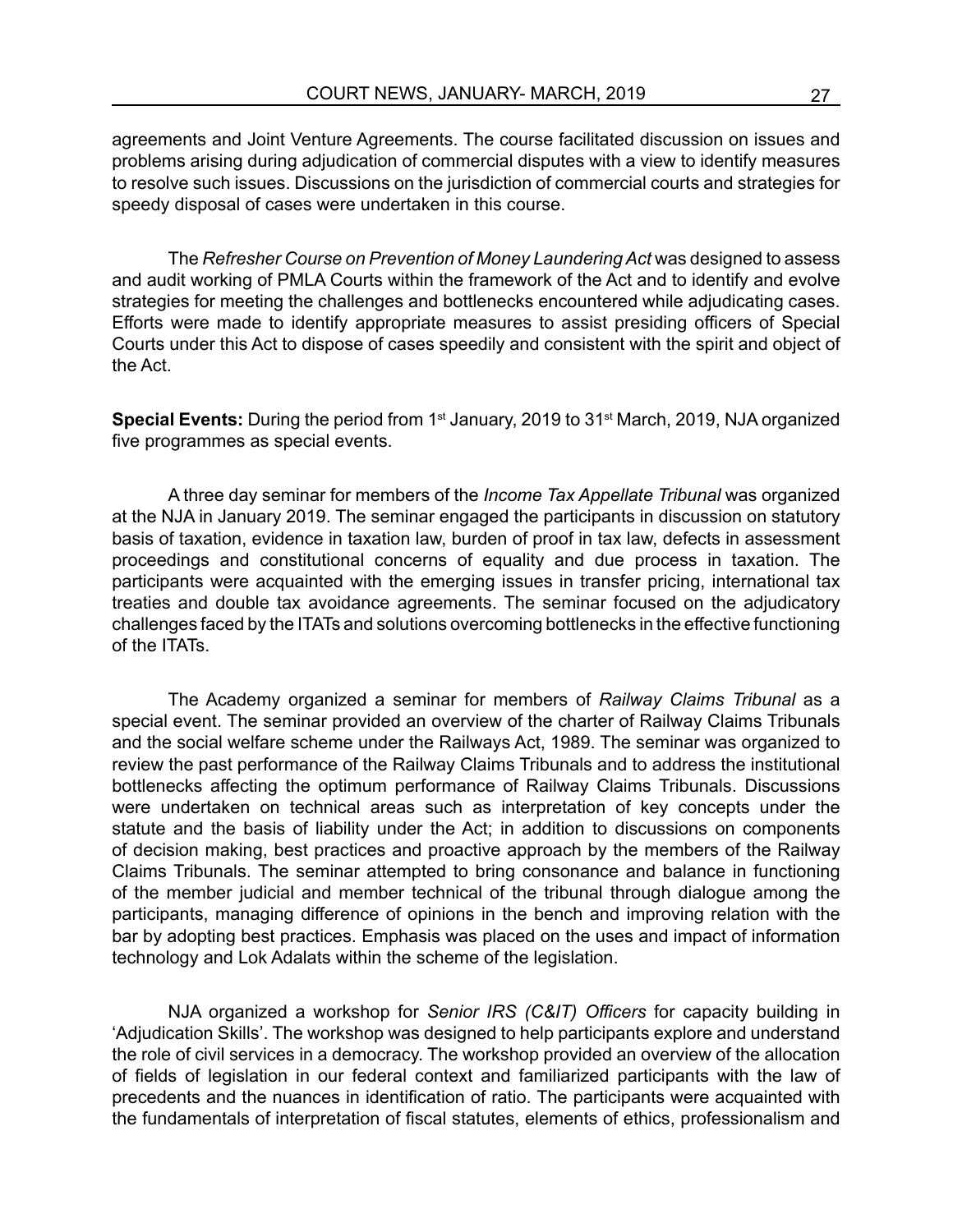agreements and Joint Venture Agreements. The course facilitated discussion on issues and problems arising during adjudication of commercial disputes with a view to identify measures to resolve such issues. Discussions on the jurisdiction of commercial courts and strategies for speedy disposal of cases were undertaken in this course.

The *Refresher Course on Prevention of Money Laundering Act* was designed to assess and audit working of PMLA Courts within the framework of the Act and to identify and evolve strategies for meeting the challenges and bottlenecks encountered while adjudicating cases. Efforts were made to identify appropriate measures to assist presiding officers of Special Courts under this Act to dispose of cases speedily and consistent with the spirit and object of the Act.

**Special Events:** During the period from 1st January, 2019 to 31st March, 2019, NJA organized five programmes as special events.

A three day seminar for members of the *Income Tax Appellate Tribunal* was organized at the NJA in January 2019. The seminar engaged the participants in discussion on statutory basis of taxation, evidence in taxation law, burden of proof in tax law, defects in assessment proceedings and constitutional concerns of equality and due process in taxation. The participants were acquainted with the emerging issues in transfer pricing, international tax treaties and double tax avoidance agreements. The seminar focused on the adjudicatory challenges faced by the ITATs and solutions overcoming bottlenecks in the effective functioning of the ITATs.

The Academy organized a seminar for members of *Railway Claims Tribunal* as a special event. The seminar provided an overview of the charter of Railway Claims Tribunals and the social welfare scheme under the Railways Act, 1989. The seminar was organized to review the past performance of the Railway Claims Tribunals and to address the institutional bottlenecks affecting the optimum performance of Railway Claims Tribunals. Discussions were undertaken on technical areas such as interpretation of key concepts under the statute and the basis of liability under the Act; in addition to discussions on components of decision making, best practices and proactive approach by the members of the Railway Claims Tribunals. The seminar attempted to bring consonance and balance in functioning of the member judicial and member technical of the tribunal through dialogue among the participants, managing difference of opinions in the bench and improving relation with the bar by adopting best practices. Emphasis was placed on the uses and impact of information technology and Lok Adalats within the scheme of the legislation.

NJA organized a workshop for *Senior IRS (C&IT) Officers* for capacity building in 'Adjudication Skills'. The workshop was designed to help participants explore and understand the role of civil services in a democracy. The workshop provided an overview of the allocation of fields of legislation in our federal context and familiarized participants with the law of precedents and the nuances in identification of ratio. The participants were acquainted with the fundamentals of interpretation of fiscal statutes, elements of ethics, professionalism and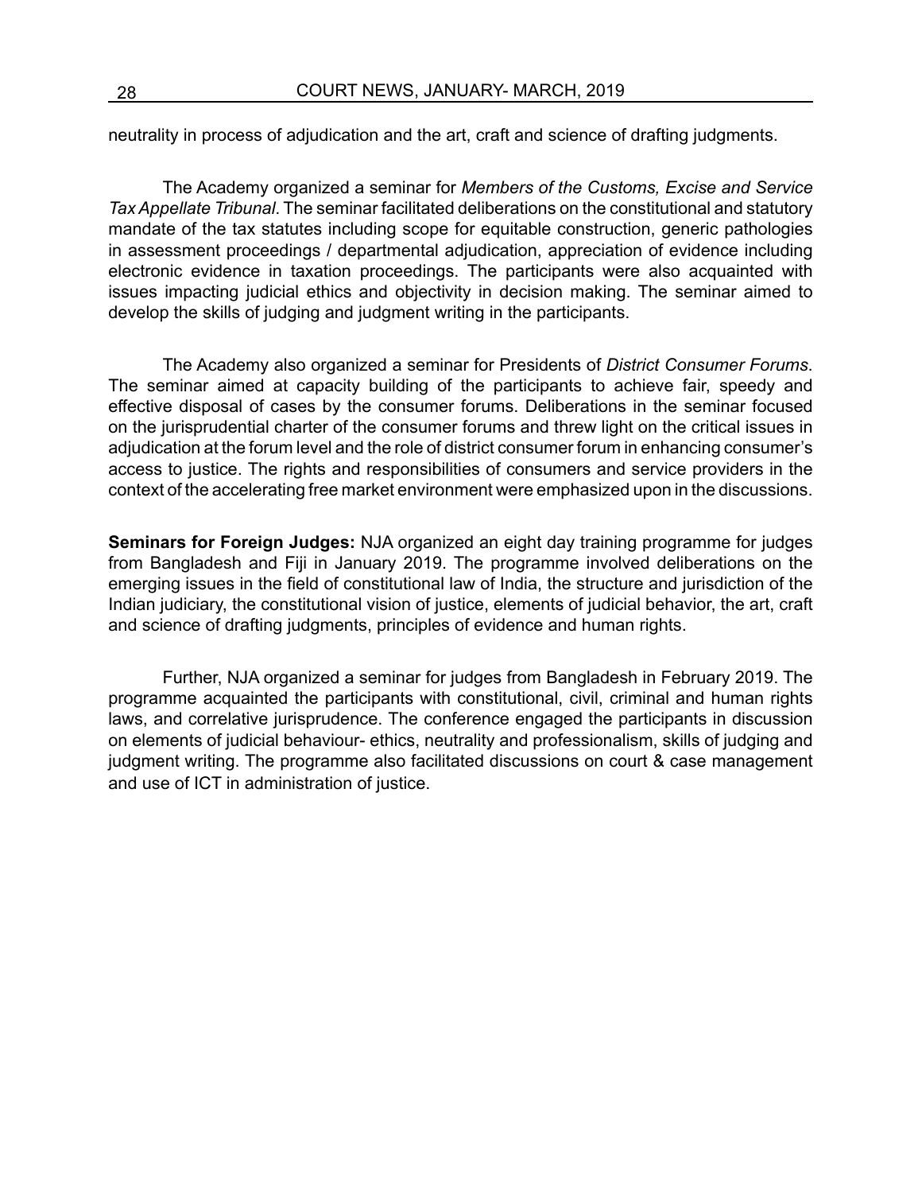neutrality in process of adjudication and the art, craft and science of drafting judgments.

The Academy organized a seminar for *Members of the Customs, Excise and Service Tax Appellate Tribunal*. The seminar facilitated deliberations on the constitutional and statutory mandate of the tax statutes including scope for equitable construction, generic pathologies in assessment proceedings / departmental adjudication, appreciation of evidence including electronic evidence in taxation proceedings. The participants were also acquainted with issues impacting judicial ethics and objectivity in decision making. The seminar aimed to develop the skills of judging and judgment writing in the participants.

The Academy also organized a seminar for Presidents of *District Consumer Forums*. The seminar aimed at capacity building of the participants to achieve fair, speedy and effective disposal of cases by the consumer forums. Deliberations in the seminar focused on the jurisprudential charter of the consumer forums and threw light on the critical issues in adjudication at the forum level and the role of district consumer forum in enhancing consumer's access to justice. The rights and responsibilities of consumers and service providers in the context of the accelerating free market environment were emphasized upon in the discussions.

**Seminars for Foreign Judges:** NJA organized an eight day training programme for judges from Bangladesh and Fiji in January 2019. The programme involved deliberations on the emerging issues in the field of constitutional law of India, the structure and jurisdiction of the Indian judiciary, the constitutional vision of justice, elements of judicial behavior, the art, craft and science of drafting judgments, principles of evidence and human rights.

Further, NJA organized a seminar for judges from Bangladesh in February 2019. The programme acquainted the participants with constitutional, civil, criminal and human rights laws, and correlative jurisprudence. The conference engaged the participants in discussion on elements of judicial behaviour- ethics, neutrality and professionalism, skills of judging and judgment writing. The programme also facilitated discussions on court & case management and use of ICT in administration of justice.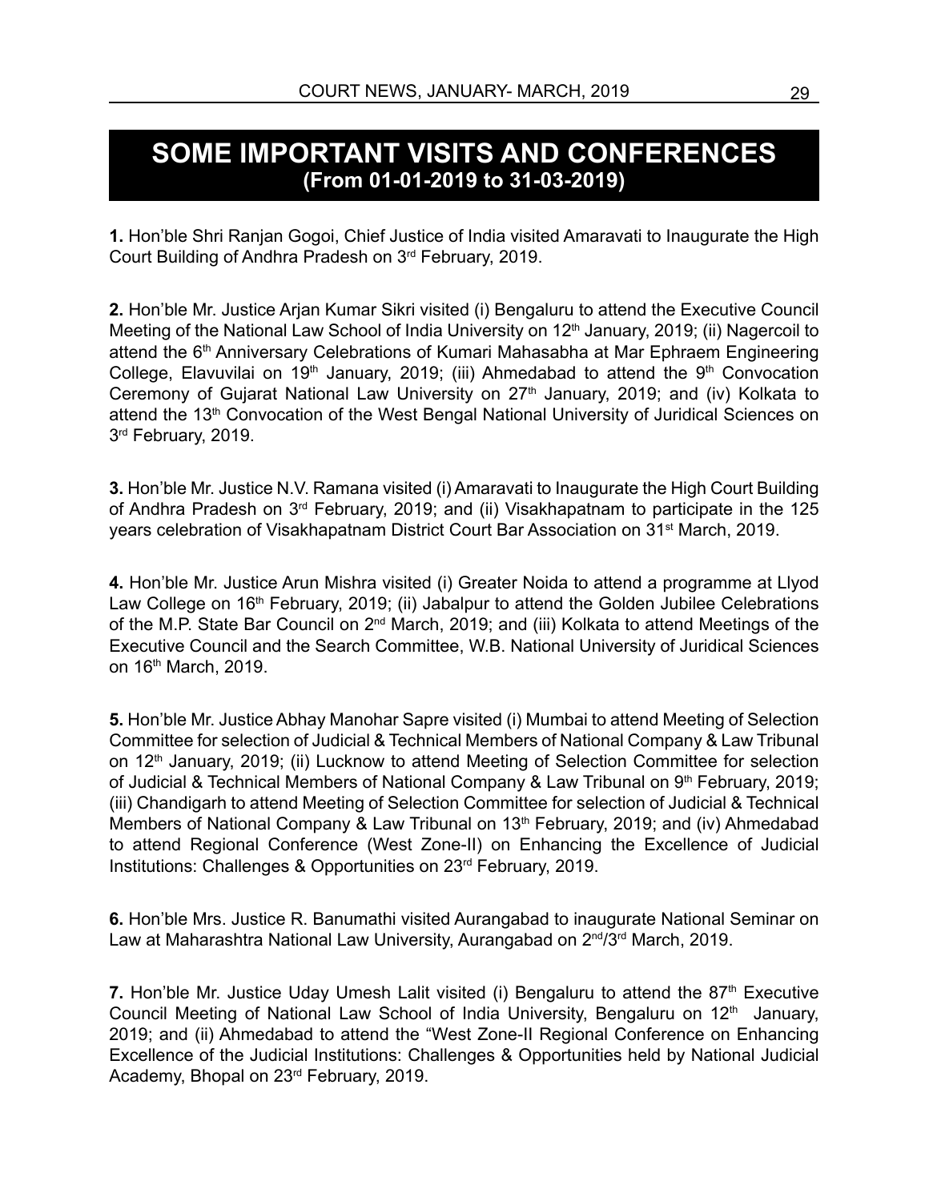# SOME IMPORTANT VISITS AND CONFERENCES
## (From 01-01-2019 to 31-03-2019)

**1.** Hon'ble Shri Ranjan Gogoi, Chief Justice of India visited Amaravati to Inaugurate the High Court Building of Andhra Pradesh on 3rd February, 2019.

**2.** Hon'ble Mr. Justice Arjan Kumar Sikri visited (i) Bengaluru to attend the Executive Council Meeting of the National Law School of India University on 12th January, 2019; (ii) Nagercoil to attend the 6th Anniversary Celebrations of Kumari Mahasabha at Mar Ephraem Engineering College, Elavuvilai on 19th January, 2019; (iii) Ahmedabad to attend the 9th Convocation Ceremony of Gujarat National Law University on 27th January, 2019; and (iv) Kolkata to attend the 13th Convocation of the West Bengal National University of Juridical Sciences on 3rd February, 2019.

**3.** Hon'ble Mr. Justice N.V. Ramana visited (i) Amaravati to Inaugurate the High Court Building of Andhra Pradesh on 3rd February, 2019; and (ii) Visakhapatnam to participate in the 125 years celebration of Visakhapatnam District Court Bar Association on 31st March, 2019.

**4.** Hon'ble Mr. Justice Arun Mishra visited (i) Greater Noida to attend a programme at Llyod Law College on 16th February, 2019; (ii) Jabalpur to attend the Golden Jubilee Celebrations of the M.P. State Bar Council on 2nd March, 2019; and (iii) Kolkata to attend Meetings of the Executive Council and the Search Committee, W.B. National University of Juridical Sciences on 16th March, 2019.

**5.** Hon'ble Mr. Justice Abhay Manohar Sapre visited (i) Mumbai to attend Meeting of Selection Committee for selection of Judicial & Technical Members of National Company & Law Tribunal on 12th January, 2019; (ii) Lucknow to attend Meeting of Selection Committee for selection of Judicial & Technical Members of National Company & Law Tribunal on 9th February, 2019; (iii) Chandigarh to attend Meeting of Selection Committee for selection of Judicial & Technical Members of National Company & Law Tribunal on 13th February, 2019; and (iv) Ahmedabad to attend Regional Conference (West Zone-II) on Enhancing the Excellence of Judicial Institutions: Challenges & Opportunities on 23rd February, 2019.

**6.** Hon'ble Mrs. Justice R. Banumathi visited Aurangabad to inaugurate National Seminar on Law at Maharashtra National Law University, Aurangabad on 2nd/3rd March, 2019.

**7.** Hon'ble Mr. Justice Uday Umesh Lalit visited (i) Bengaluru to attend the 87th Executive Council Meeting of National Law School of India University, Bengaluru on 12th January, 2019; and (ii) Ahmedabad to attend the "West Zone-II Regional Conference on Enhancing Excellence of the Judicial Institutions: Challenges & Opportunities held by National Judicial Academy, Bhopal on 23rd February, 2019.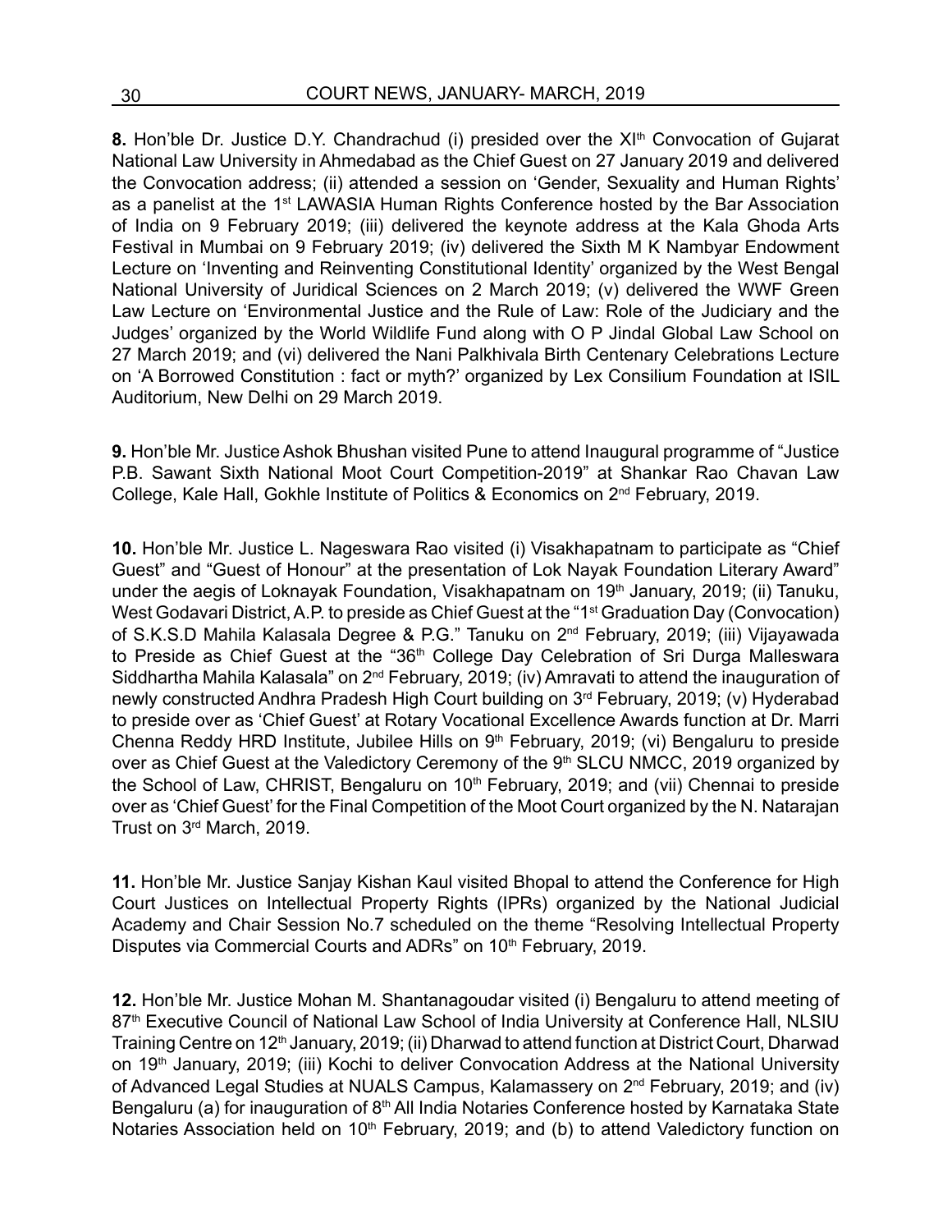**8.** Hon'ble Dr. Justice D.Y. Chandrachud (i) presided over the XI[th] Convocation of Gujarat National Law University in Ahmedabad as the Chief Guest on 27 January 2019 and delivered the Convocation address; (ii) attended a session on 'Gender, Sexuality and Human Rights' as a panelist at the 1[st] LAWASIA Human Rights Conference hosted by the Bar Association of India on 9 February 2019; (iii) delivered the keynote address at the Kala Ghoda Arts Festival in Mumbai on 9 February 2019; (iv) delivered the Sixth M K Nambyar Endowment Lecture on 'Inventing and Reinventing Constitutional Identity' organized by the West Bengal National University of Juridical Sciences on 2 March 2019; (v) delivered the WWF Green Law Lecture on 'Environmental Justice and the Rule of Law: Role of the Judiciary and the Judges' organized by the World Wildlife Fund along with O P Jindal Global Law School on 27 March 2019; and (vi) delivered the Nani Palkhivala Birth Centenary Celebrations Lecture on 'A Borrowed Constitution : fact or myth?' organized by Lex Consilium Foundation at ISIL Auditorium, New Delhi on 29 March 2019.

**9.** Hon'ble Mr. Justice Ashok Bhushan visited Pune to attend Inaugural programme of "Justice P.B. Sawant Sixth National Moot Court Competition-2019" at Shankar Rao Chavan Law College, Kale Hall, Gokhle Institute of Politics & Economics on 2[nd] February, 2019.

**10.** Hon'ble Mr. Justice L. Nageswara Rao visited (i) Visakhapatnam to participate as "Chief Guest" and "Guest of Honour" at the presentation of Lok Nayak Foundation Literary Award" under the aegis of Loknayak Foundation, Visakhapatnam on 19[th] January, 2019; (ii) Tanuku, West Godavari District, A.P. to preside as Chief Guest at the "1[st] Graduation Day (Convocation) of S.K.S.D Mahila Kalasala Degree & P.G." Tanuku on 2[nd] February, 2019; (iii) Vijayawada to Preside as Chief Guest at the "36[th] College Day Celebration of Sri Durga Malleswara Siddhartha Mahila Kalasala" on 2[nd] February, 2019; (iv) Amravati to attend the inauguration of newly constructed Andhra Pradesh High Court building on 3[rd] February, 2019; (v) Hyderabad to preside over as 'Chief Guest' at Rotary Vocational Excellence Awards function at Dr. Marri Chenna Reddy HRD Institute, Jubilee Hills on 9[th] February, 2019; (vi) Bengaluru to preside over as Chief Guest at the Valedictory Ceremony of the 9[th] SLCU NMCC, 2019 organized by the School of Law, CHRIST, Bengaluru on 10[th] February, 2019; and (vii) Chennai to preside over as 'Chief Guest' for the Final Competition of the Moot Court organized by the N. Natarajan Trust on 3[rd] March, 2019.

**11.** Hon'ble Mr. Justice Sanjay Kishan Kaul visited Bhopal to attend the Conference for High Court Justices on Intellectual Property Rights (IPRs) organized by the National Judicial Academy and Chair Session No.7 scheduled on the theme "Resolving Intellectual Property Disputes via Commercial Courts and ADRs" on 10[th] February, 2019.

**12.** Hon'ble Mr. Justice Mohan M. Shantanagoudar visited (i) Bengaluru to attend meeting of 87[th] Executive Council of National Law School of India University at Conference Hall, NLSIU Training Centre on 12[th] January, 2019; (ii) Dharwad to attend function at District Court, Dharwad on 19[th] January, 2019; (iii) Kochi to deliver Convocation Address at the National University of Advanced Legal Studies at NUALS Campus, Kalamassery on 2[nd] February, 2019; and (iv) Bengaluru (a) for inauguration of 8[th] All India Notaries Conference hosted by Karnataka State Notaries Association held on 10[th] February, 2019; and (b) to attend Valedictory function on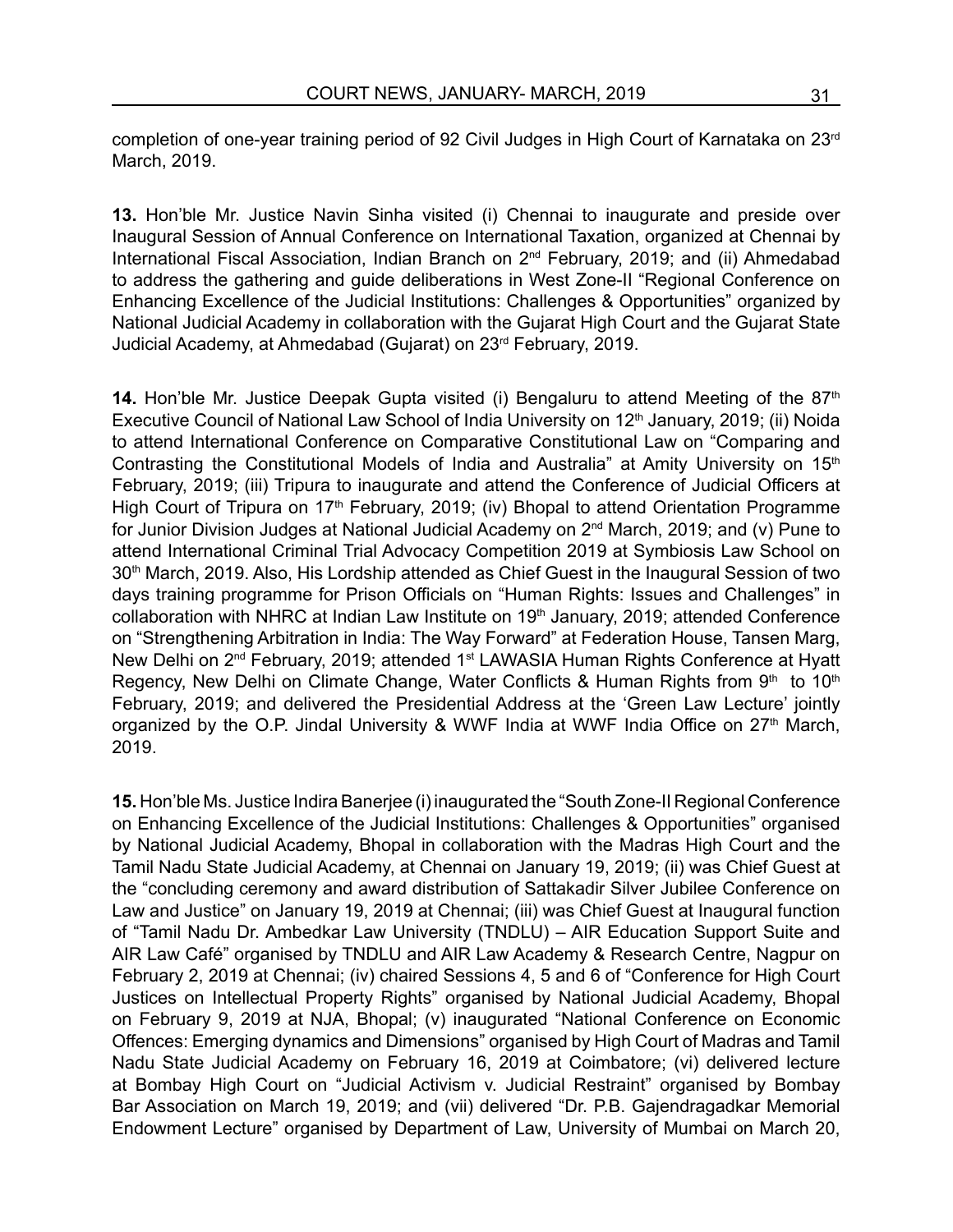completion of one-year training period of 92 Civil Judges in High Court of Karnataka on 23rd March, 2019.

**13.** Hon'ble Mr. Justice Navin Sinha visited (i) Chennai to inaugurate and preside over Inaugural Session of Annual Conference on International Taxation, organized at Chennai by International Fiscal Association, Indian Branch on 2nd February, 2019; and (ii) Ahmedabad to address the gathering and guide deliberations in West Zone-II "Regional Conference on Enhancing Excellence of the Judicial Institutions: Challenges & Opportunities" organized by National Judicial Academy in collaboration with the Gujarat High Court and the Gujarat State Judicial Academy, at Ahmedabad (Gujarat) on 23rd February, 2019.

**14.** Hon'ble Mr. Justice Deepak Gupta visited (i) Bengaluru to attend Meeting of the 87th Executive Council of National Law School of India University on 12th January, 2019; (ii) Noida to attend International Conference on Comparative Constitutional Law on "Comparing and Contrasting the Constitutional Models of India and Australia" at Amity University on 15th February, 2019; (iii) Tripura to inaugurate and attend the Conference of Judicial Officers at High Court of Tripura on 17th February, 2019; (iv) Bhopal to attend Orientation Programme for Junior Division Judges at National Judicial Academy on 2nd March, 2019; and (v) Pune to attend International Criminal Trial Advocacy Competition 2019 at Symbiosis Law School on 30th March, 2019. Also, His Lordship attended as Chief Guest in the Inaugural Session of two days training programme for Prison Officials on "Human Rights: Issues and Challenges" in collaboration with NHRC at Indian Law Institute on 19th January, 2019; attended Conference on "Strengthening Arbitration in India: The Way Forward" at Federation House, Tansen Marg, New Delhi on 2nd February, 2019; attended 1st LAWASIA Human Rights Conference at Hyatt Regency, New Delhi on Climate Change, Water Conflicts & Human Rights from 9th to 10th February, 2019; and delivered the Presidential Address at the 'Green Law Lecture' jointly organized by the O.P. Jindal University & WWF India at WWF India Office on 27th March, 2019.

**15.** Hon'ble Ms. Justice Indira Banerjee (i) inaugurated the "South Zone-II Regional Conference on Enhancing Excellence of the Judicial Institutions: Challenges & Opportunities" organised by National Judicial Academy, Bhopal in collaboration with the Madras High Court and the Tamil Nadu State Judicial Academy, at Chennai on January 19, 2019; (ii) was Chief Guest at the "concluding ceremony and award distribution of Sattakadir Silver Jubilee Conference on Law and Justice" on January 19, 2019 at Chennai; (iii) was Chief Guest at Inaugural function of "Tamil Nadu Dr. Ambedkar Law University (TNDLU) – AIR Education Support Suite and AIR Law Café" organised by TNDLU and AIR Law Academy & Research Centre, Nagpur on February 2, 2019 at Chennai; (iv) chaired Sessions 4, 5 and 6 of "Conference for High Court Justices on Intellectual Property Rights" organised by National Judicial Academy, Bhopal on February 9, 2019 at NJA, Bhopal; (v) inaugurated "National Conference on Economic Offences: Emerging dynamics and Dimensions" organised by High Court of Madras and Tamil Nadu State Judicial Academy on February 16, 2019 at Coimbatore; (vi) delivered lecture at Bombay High Court on "Judicial Activism v. Judicial Restraint" organised by Bombay Bar Association on March 19, 2019; and (vii) delivered "Dr. P.B. Gajendragadkar Memorial Endowment Lecture" organised by Department of Law, University of Mumbai on March 20,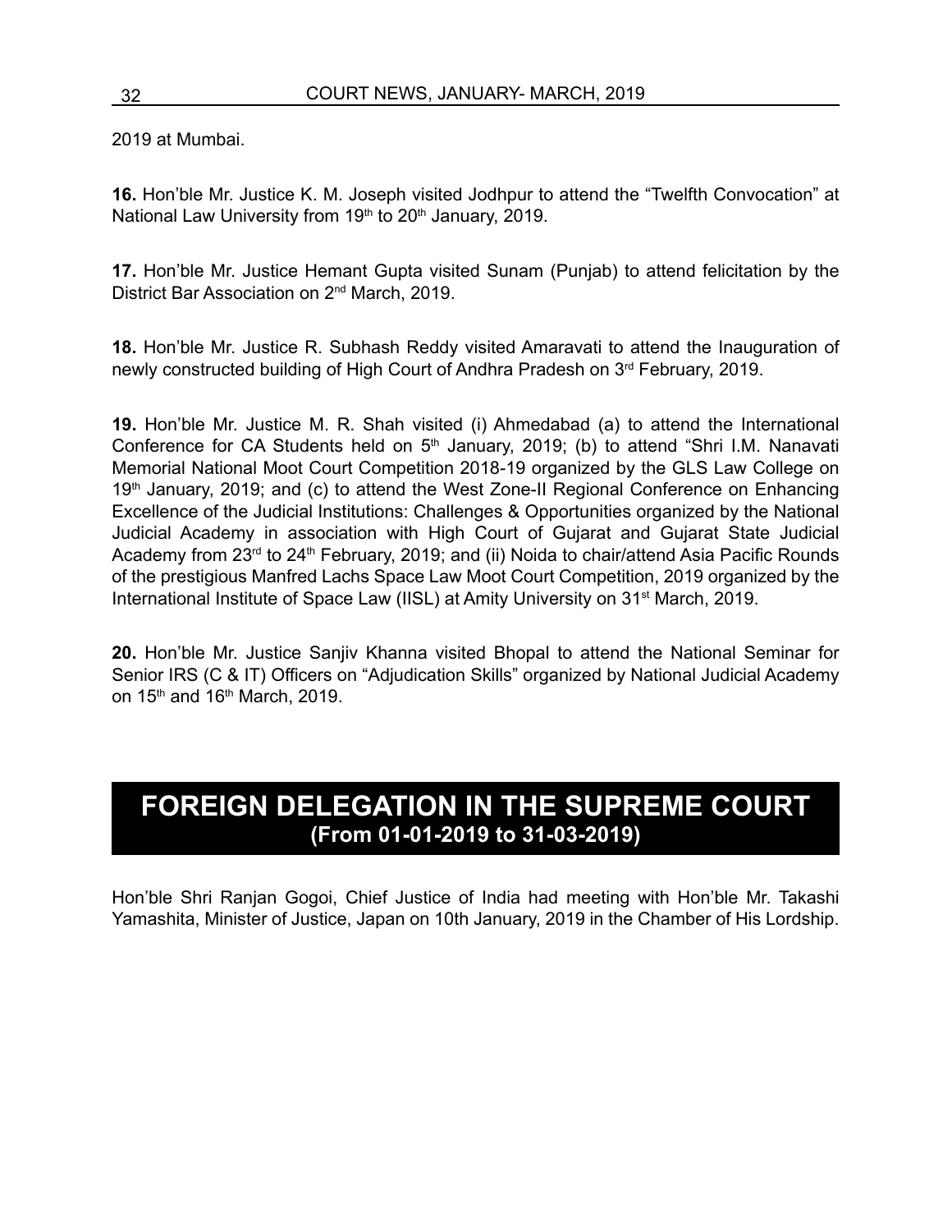2019 at Mumbai.

**16.** Hon'ble Mr. Justice K. M. Joseph visited Jodhpur to attend the "Twelfth Convocation" at National Law University from 19th to 20th January, 2019.

**17.** Hon'ble Mr. Justice Hemant Gupta visited Sunam (Punjab) to attend felicitation by the District Bar Association on 2nd March, 2019.

**18.** Hon'ble Mr. Justice R. Subhash Reddy visited Amaravati to attend the Inauguration of newly constructed building of High Court of Andhra Pradesh on 3rd February, 2019.

**19.** Hon'ble Mr. Justice M. R. Shah visited (i) Ahmedabad (a) to attend the International Conference for CA Students held on 5th January, 2019; (b) to attend "Shri I.M. Nanavati Memorial National Moot Court Competition 2018-19 organized by the GLS Law College on 19th January, 2019; and (c) to attend the West Zone-II Regional Conference on Enhancing Excellence of the Judicial Institutions: Challenges & Opportunities organized by the National Judicial Academy in association with High Court of Gujarat and Gujarat State Judicial Academy from 23rd to 24th February, 2019; and (ii) Noida to chair/attend Asia Pacific Rounds of the prestigious Manfred Lachs Space Law Moot Court Competition, 2019 organized by the International Institute of Space Law (IISL) at Amity University on 31st March, 2019.

**20.** Hon'ble Mr. Justice Sanjiv Khanna visited Bhopal to attend the National Seminar for Senior IRS (C & IT) Officers on "Adjudication Skills" organized by National Judicial Academy on 15th and 16th March, 2019.

## FOREIGN DELEGATION IN THE SUPREME COURT
**(From 01-01-2019 to 31-03-2019)**

Hon'ble Shri Ranjan Gogoi, Chief Justice of India had meeting with Hon'ble Mr. Takashi Yamashita, Minister of Justice, Japan on 10th January, 2019 in the Chamber of His Lordship.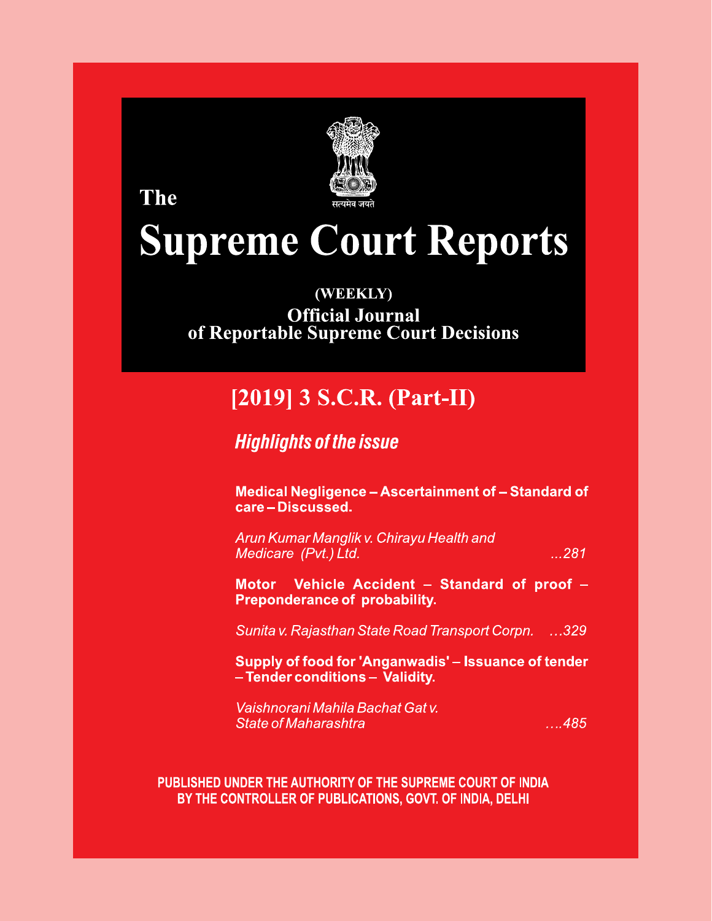सत्यमेव जयते

The

# Supreme Court Reports

**(WEEKLY)**

**Official Journal**
**of Reportable Supreme Court Decisions**

## [2019] 3 S.C.R. (Part-II)

### *Highlights of the issue*

**Medical Negligence – Ascertainment of – Standard of care – Discussed.**

*Arun Kumar Manglik v. Chirayu Health and Medicare (Pvt.) Ltd.* ...281

**Motor Vehicle Accident – Standard of proof – Preponderance of probability.**

*Sunita v. Rajasthan State Road Transport Corpn.* …329

**Supply of food for 'Anganwadis' – Issuance of tender – Tender conditions – Validity.**

*Vaishnorani Mahila Bachat Gat v. State of Maharashtra* ….485

**PUBLISHED UNDER THE AUTHORITY OF THE SUPREME COURT OF INDIA BY THE CONTROLLER OF PUBLICATIONS, GOVT. OF INDIA, DELHI**